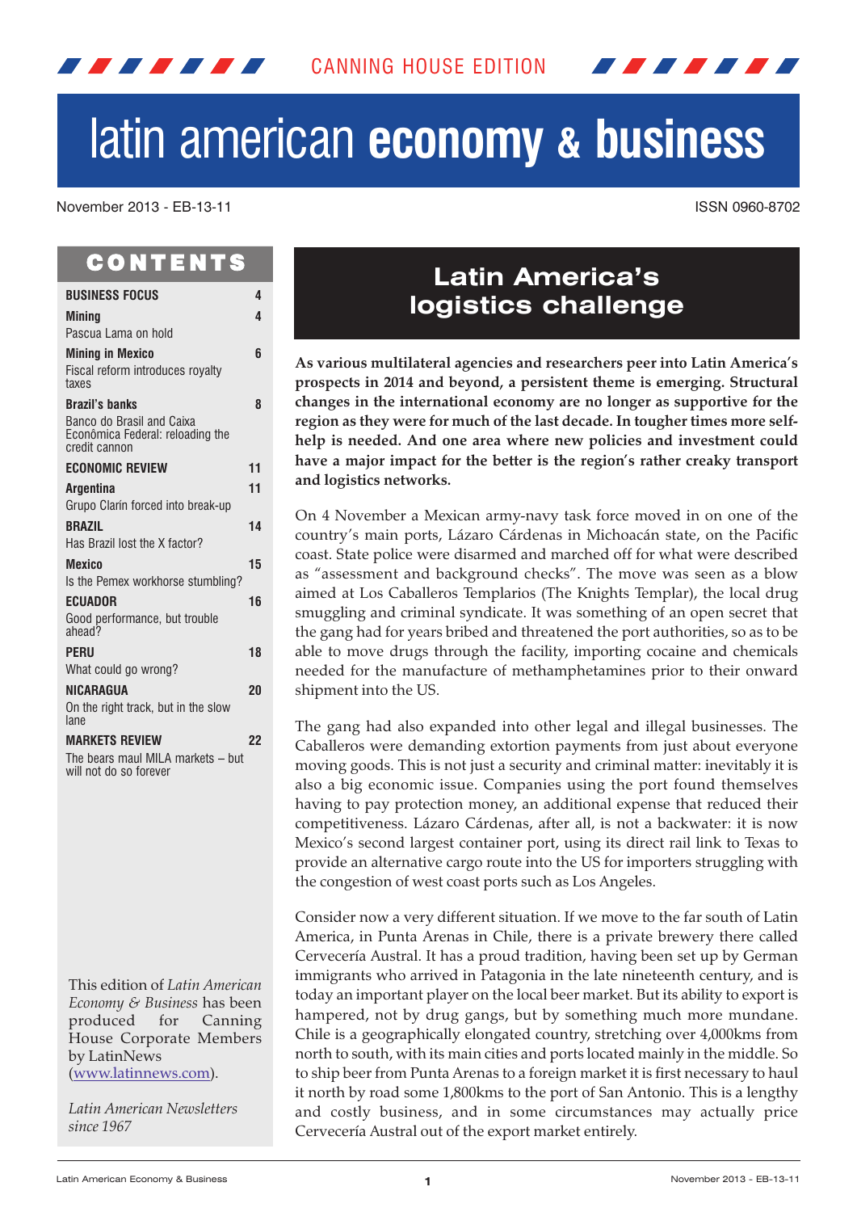CANNING HOUSE EDITION

# latin american **economy & business**

November 2013 - EB-13-11

ISSN 0960-8702

## CONTENTS

| | |
|---|---|
| **BUSINESS FOCUS** | **4** |
| **Mining** | **4** |
| Pascua Lama on hold | |
| **Mining in Mexico** | **6** |
| Fiscal reform introduces royalty taxes | |
| **Brazil's banks** | **8** |
| Banco do Brasil and Caixa Econômica Federal: reloading the credit cannon | |
| **ECONOMIC REVIEW** | **11** |
| **Argentina** | **11** |
| Grupo Clarín forced into break-up | |
| **BRAZIL** | **14** |
| Has Brazil lost the X factor? | |
| **Mexico** | **15** |
| Is the Pemex workhorse stumbling? | |
| **ECUADOR** | **16** |
| Good performance, but trouble ahead? | |
| **PERU** | **18** |
| What could go wrong? | |
| **NICARAGUA** | **20** |
| On the right track, but in the slow lane | |
| **MARKETS REVIEW** | **22** |
| The bears maul MILA markets – but will not do so forever | |

This edition of *Latin American Economy & Business* has been produced for Canning House Corporate Members by LatinNews ([www.latinnews.com](http://www.latinnews.com)).

*Latin American Newsletters since 1967*

## Latin America's logistics challenge

**As various multilateral agencies and researchers peer into Latin America's prospects in 2014 and beyond, a persistent theme is emerging. Structural changes in the international economy are no longer as supportive for the region as they were for much of the last decade. In tougher times more self-help is needed. And one area where new policies and investment could have a major impact for the better is the region's rather creaky transport and logistics networks.**

On 4 November a Mexican army-navy task force moved in on one of the country's main ports, Lázaro Cárdenas in Michoacán state, on the Pacific coast. State police were disarmed and marched off for what were described as "assessment and background checks". The move was seen as a blow aimed at Los Caballeros Templarios (The Knights Templar), the local drug smuggling and criminal syndicate. It was something of an open secret that the gang had for years bribed and threatened the port authorities, so as to be able to move drugs through the facility, importing cocaine and chemicals needed for the manufacture of methamphetamines prior to their onward shipment into the US.

The gang had also expanded into other legal and illegal businesses. The Caballeros were demanding extortion payments from just about everyone moving goods. This is not just a security and criminal matter: inevitably it is also a big economic issue. Companies using the port found themselves having to pay protection money, an additional expense that reduced their competitiveness. Lázaro Cárdenas, after all, is not a backwater: it is now Mexico's second largest container port, using its direct rail link to Texas to provide an alternative cargo route into the US for importers struggling with the congestion of west coast ports such as Los Angeles.

Consider now a very different situation. If we move to the far south of Latin America, in Punta Arenas in Chile, there is a private brewery there called Cervecería Austral. It has a proud tradition, having been set up by German immigrants who arrived in Patagonia in the late nineteenth century, and is today an important player on the local beer market. But its ability to export is hampered, not by drug gangs, but by something much more mundane. Chile is a geographically elongated country, stretching over 4,000kms from north to south, with its main cities and ports located mainly in the middle. So to ship beer from Punta Arenas to a foreign market it is first necessary to haul it north by road some 1,800kms to the port of San Antonio. This is a lengthy and costly business, and in some circumstances may actually price Cervecería Austral out of the export market entirely.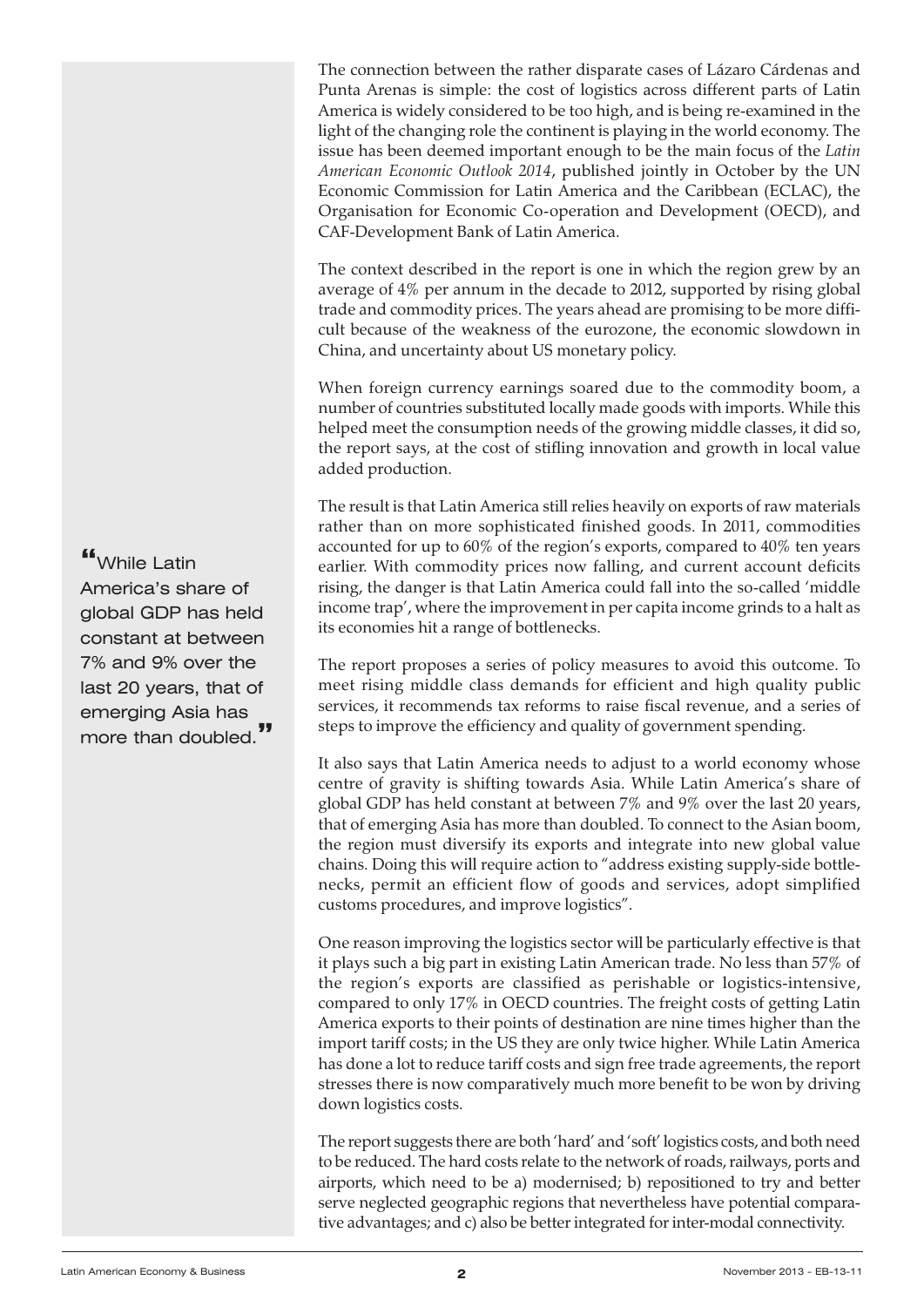The connection between the rather disparate cases of Lázaro Cárdenas and Punta Arenas is simple: the cost of logistics across different parts of Latin America is widely considered to be too high, and is being re-examined in the light of the changing role the continent is playing in the world economy. The issue has been deemed important enough to be the main focus of the *Latin American Economic Outlook 2014*, published jointly in October by the UN Economic Commission for Latin America and the Caribbean (ECLAC), the Organisation for Economic Co-operation and Development (OECD), and CAF-Development Bank of Latin America.

The context described in the report is one in which the region grew by an average of 4% per annum in the decade to 2012, supported by rising global trade and commodity prices. The years ahead are promising to be more difficult because of the weakness of the eurozone, the economic slowdown in China, and uncertainty about US monetary policy.

When foreign currency earnings soared due to the commodity boom, a number of countries substituted locally made goods with imports. While this helped meet the consumption needs of the growing middle classes, it did so, the report says, at the cost of stifling innovation and growth in local value added production.

The result is that Latin America still relies heavily on exports of raw materials rather than on more sophisticated finished goods. In 2011, commodities accounted for up to 60% of the region's exports, compared to 40% ten years earlier. With commodity prices now falling, and current account deficits rising, the danger is that Latin America could fall into the so-called 'middle income trap', where the improvement in per capita income grinds to a halt as its economies hit a range of bottlenecks.

> "While Latin America's share of global GDP has held constant at between 7% and 9% over the last 20 years, that of emerging Asia has more than doubled."

The report proposes a series of policy measures to avoid this outcome. To meet rising middle class demands for efficient and high quality public services, it recommends tax reforms to raise fiscal revenue, and a series of steps to improve the efficiency and quality of government spending.

It also says that Latin America needs to adjust to a world economy whose centre of gravity is shifting towards Asia. While Latin America's share of global GDP has held constant at between 7% and 9% over the last 20 years, that of emerging Asia has more than doubled. To connect to the Asian boom, the region must diversify its exports and integrate into new global value chains. Doing this will require action to "address existing supply-side bottlenecks, permit an efficient flow of goods and services, adopt simplified customs procedures, and improve logistics".

One reason improving the logistics sector will be particularly effective is that it plays such a big part in existing Latin American trade. No less than 57% of the region's exports are classified as perishable or logistics-intensive, compared to only 17% in OECD countries. The freight costs of getting Latin America exports to their points of destination are nine times higher than the import tariff costs; in the US they are only twice higher. While Latin America has done a lot to reduce tariff costs and sign free trade agreements, the report stresses there is now comparatively much more benefit to be won by driving down logistics costs.

The report suggests there are both 'hard' and 'soft' logistics costs, and both need to be reduced. The hard costs relate to the network of roads, railways, ports and airports, which need to be a) modernised; b) repositioned to try and better serve neglected geographic regions that nevertheless have potential comparative advantages; and c) also be better integrated for inter-modal connectivity.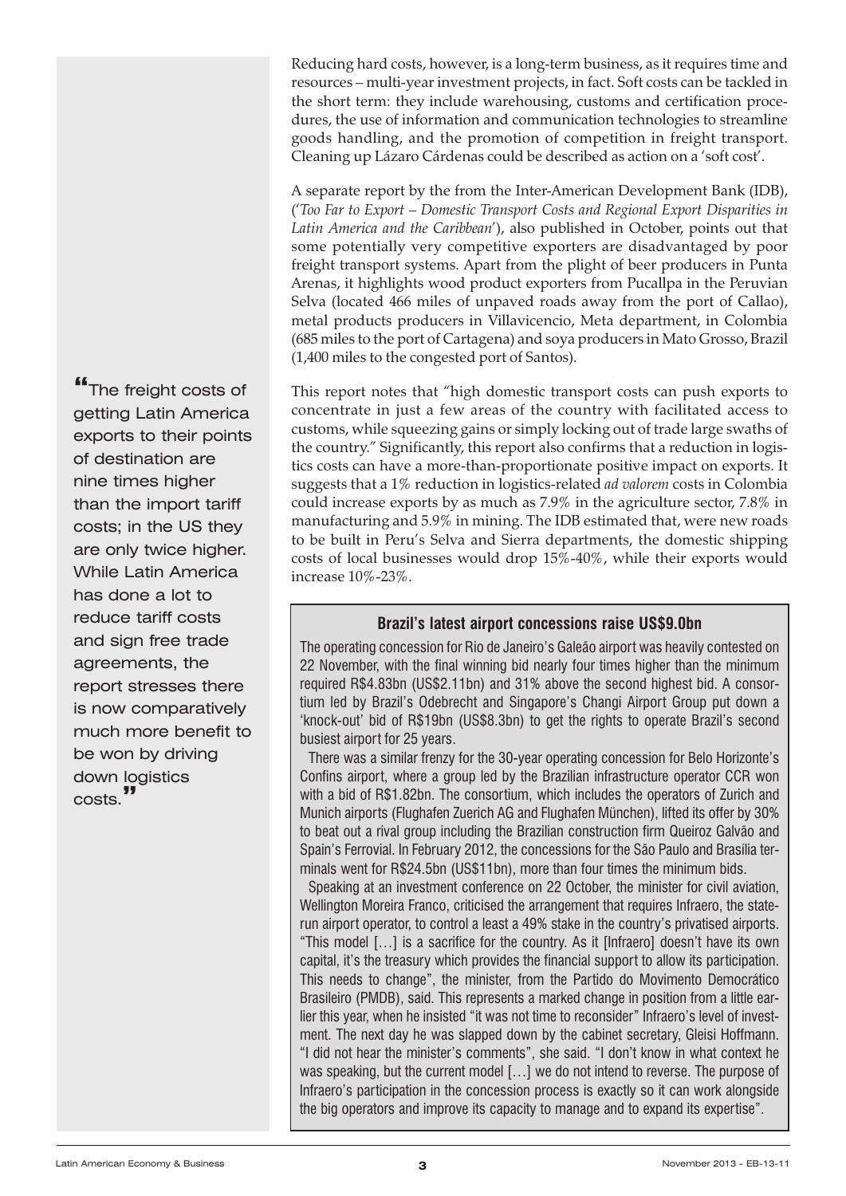Reducing hard costs, however, is a long-term business, as it requires time and resources – multi-year investment projects, in fact. Soft costs can be tackled in the short term: they include warehousing, customs and certification procedures, the use of information and communication technologies to streamline goods handling, and the promotion of competition in freight transport. Cleaning up Lázaro Cárdenas could be described as action on a 'soft cost'.

A separate report by the from the Inter-American Development Bank (IDB), (*'Too Far to Export – Domestic Transport Costs and Regional Export Disparities in Latin America and the Caribbean'*), also published in October, points out that some potentially very competitive exporters are disadvantaged by poor freight transport systems. Apart from the plight of beer producers in Punta Arenas, it highlights wood product exporters from Pucallpa in the Peruvian Selva (located 466 miles of unpaved roads away from the port of Callao), metal products producers in Villavicencio, Meta department, in Colombia (685 miles to the port of Cartagena) and soya producers in Mato Grosso, Brazil (1,400 miles to the congested port of Santos).

> "The freight costs of getting Latin America exports to their points of destination are nine times higher than the import tariff costs; in the US they are only twice higher. While Latin America has done a lot to reduce tariff costs and sign free trade agreements, the report stresses there is now comparatively much more benefit to be won by driving down logistics costs."

This report notes that "high domestic transport costs can push exports to concentrate in just a few areas of the country with facilitated access to customs, while squeezing gains or simply locking out of trade large swaths of the country." Significantly, this report also confirms that a reduction in logistics costs can have a more-than-proportionate positive impact on exports. It suggests that a 1% reduction in logistics-related *ad valorem* costs in Colombia could increase exports by as much as 7.9% in the agriculture sector, 7.8% in manufacturing and 5.9% in mining. The IDB estimated that, were new roads to be built in Peru's Selva and Sierra departments, the domestic shipping costs of local businesses would drop 15%-40%, while their exports would increase 10%-23%.

## Brazil's latest airport concessions raise US$9.0bn

The operating concession for Rio de Janeiro's Galeão airport was heavily contested on 22 November, with the final winning bid nearly four times higher than the minimum required R$4.83bn (US$2.11bn) and 31% above the second highest bid. A consortium led by Brazil's Odebrecht and Singapore's Changi Airport Group put down a 'knock-out' bid of R$19bn (US$8.3bn) to get the rights to operate Brazil's second busiest airport for 25 years.

There was a similar frenzy for the 30-year operating concession for Belo Horizonte's Confins airport, where a group led by the Brazilian infrastructure operator CCR won with a bid of R$1.82bn. The consortium, which includes the operators of Zurich and Munich airports (Flughafen Zuerich AG and Flughafen München), lifted its offer by 30% to beat out a rival group including the Brazilian construction firm Queiroz Galvão and Spain's Ferrovial. In February 2012, the concessions for the São Paulo and Brasília terminals went for R$24.5bn (US$11bn), more than four times the minimum bids.

Speaking at an investment conference on 22 October, the minister for civil aviation, Wellington Moreira Franco, criticised the arrangement that requires Infraero, the state-run airport operator, to control a least a 49% stake in the country's privatised airports. "This model […] is a sacrifice for the country. As it [Infraero] doesn't have its own capital, it's the treasury which provides the financial support to allow its participation. This needs to change", the minister, from the Partido do Movimento Democrático Brasileiro (PMDB), said. This represents a marked change in position from a little earlier this year, when he insisted "it was not time to reconsider" Infraero's level of investment. The next day he was slapped down by the cabinet secretary, Gleisi Hoffmann. "I did not hear the minister's comments", she said. "I don't know in what context he was speaking, but the current model […] we do not intend to reverse. The purpose of Infraero's participation in the concession process is exactly so it can work alongside the big operators and improve its capacity to manage and to expand its expertise".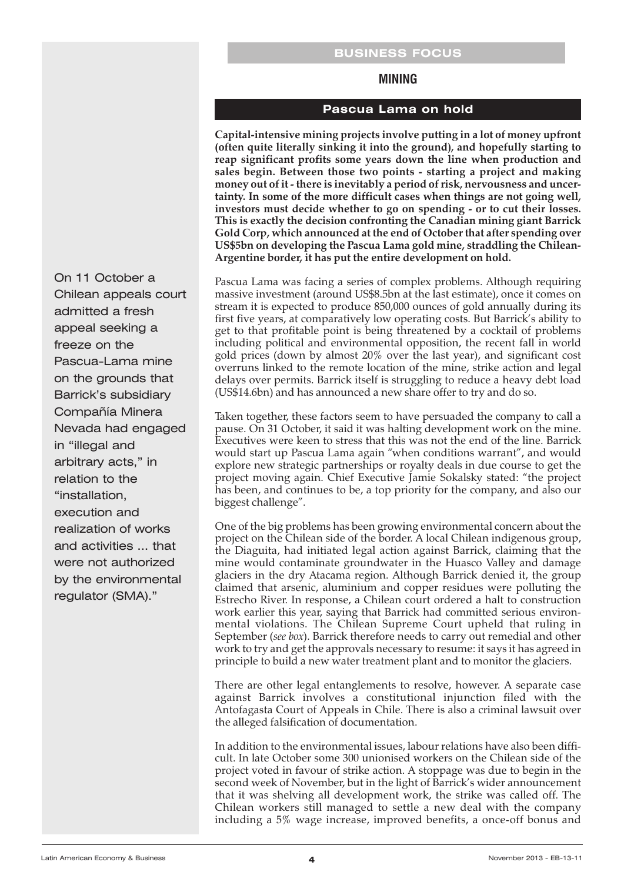BUSINESS FOCUS

## MINING

### Pascua Lama on hold

**Capital-intensive mining projects involve putting in a lot of money upfront (often quite literally sinking it into the ground), and hopefully starting to reap significant profits some years down the line when production and sales begin. Between those two points - starting a project and making money out of it - there is inevitably a period of risk, nervousness and uncertainty. In some of the more difficult cases when things are not going well, investors must decide whether to go on spending - or to cut their losses. This is exactly the decision confronting the Canadian mining giant Barrick Gold Corp, which announced at the end of October that after spending over US$5bn on developing the Pascua Lama gold mine, straddling the Chilean-Argentine border, it has put the entire development on hold.**

Pascua Lama was facing a series of complex problems. Although requiring massive investment (around US$8.5bn at the last estimate), once it comes on stream it is expected to produce 850,000 ounces of gold annually during its first five years, at comparatively low operating costs. But Barrick's ability to get to that profitable point is being threatened by a cocktail of problems including political and environmental opposition, the recent fall in world gold prices (down by almost 20% over the last year), and significant cost overruns linked to the remote location of the mine, strike action and legal delays over permits. Barrick itself is struggling to reduce a heavy debt load (US$14.6bn) and has announced a new share offer to try and do so.

Taken together, these factors seem to have persuaded the company to call a pause. On 31 October, it said it was halting development work on the mine. Executives were keen to stress that this was not the end of the line. Barrick would start up Pascua Lama again "when conditions warrant", and would explore new strategic partnerships or royalty deals in due course to get the project moving again. Chief Executive Jamie Sokalsky stated: "the project has been, and continues to be, a top priority for the company, and also our biggest challenge".

One of the big problems has been growing environmental concern about the project on the Chilean side of the border. A local Chilean indigenous group, the Diaguita, had initiated legal action against Barrick, claiming that the mine would contaminate groundwater in the Huasco Valley and damage glaciers in the dry Atacama region. Although Barrick denied it, the group claimed that arsenic, aluminium and copper residues were polluting the Estrecho River. In response, a Chilean court ordered a halt to construction work earlier this year, saying that Barrick had committed serious environmental violations. The Chilean Supreme Court upheld that ruling in September (*see box*). Barrick therefore needs to carry out remedial and other work to try and get the approvals necessary to resume: it says it has agreed in principle to build a new water treatment plant and to monitor the glaciers.

> On 11 October a Chilean appeals court admitted a fresh appeal seeking a freeze on the Pascua-Lama mine on the grounds that Barrick's subsidiary Compañía Minera Nevada had engaged in "illegal and arbitrary acts," in relation to the "installation, execution and realization of works and activities ... that were not authorized by the environmental regulator (SMA)."

There are other legal entanglements to resolve, however. A separate case against Barrick involves a constitutional injunction filed with the Antofagasta Court of Appeals in Chile. There is also a criminal lawsuit over the alleged falsification of documentation.

In addition to the environmental issues, labour relations have also been difficult. In late October some 300 unionised workers on the Chilean side of the project voted in favour of strike action. A stoppage was due to begin in the second week of November, but in the light of Barrick's wider announcement that it was shelving all development work, the strike was called off. The Chilean workers still managed to settle a new deal with the company including a 5% wage increase, improved benefits, a once-off bonus and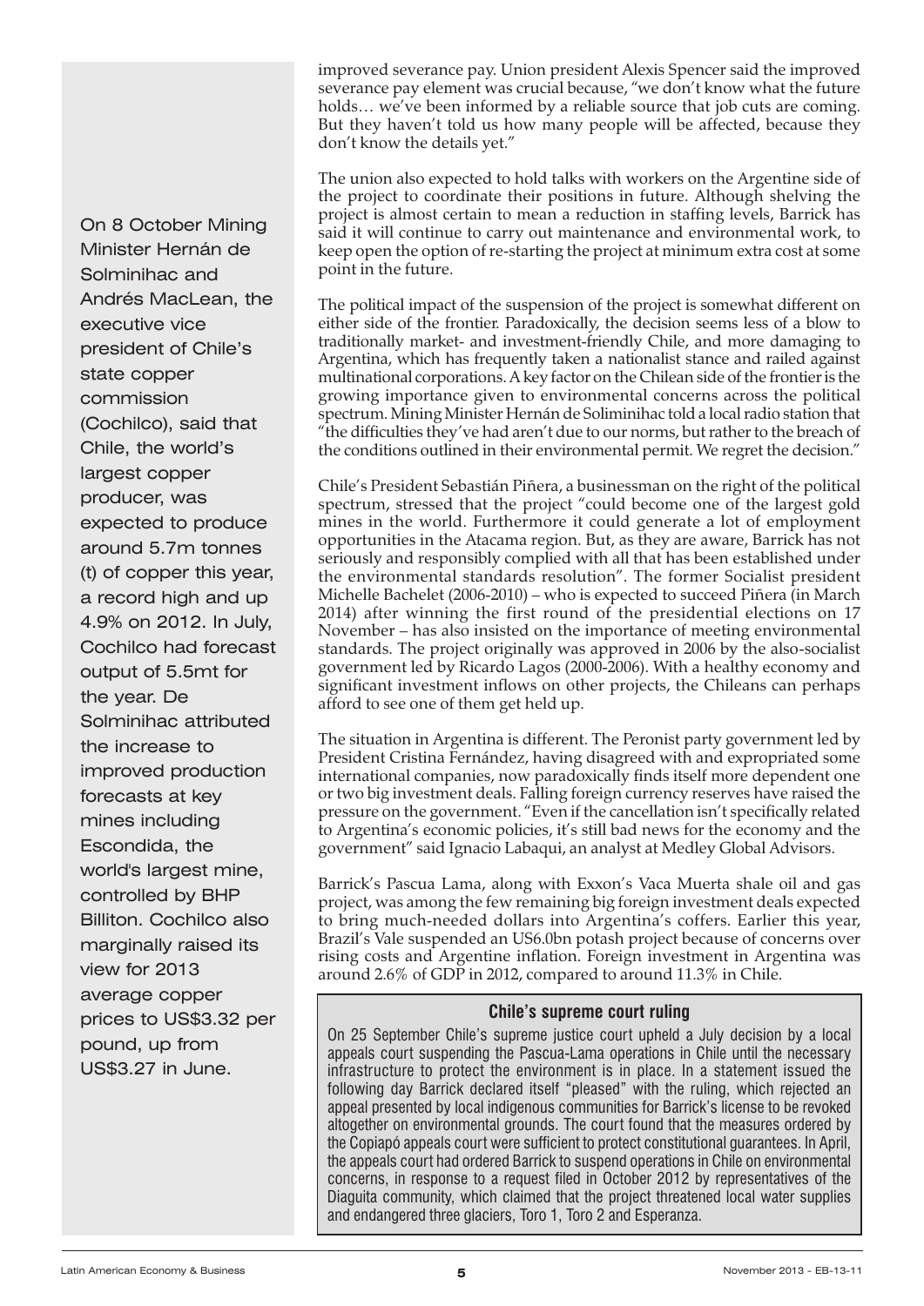improved severance pay. Union president Alexis Spencer said the improved severance pay element was crucial because, "we don't know what the future holds… we've been informed by a reliable source that job cuts are coming. But they haven't told us how many people will be affected, because they don't know the details yet."

The union also expected to hold talks with workers on the Argentine side of the project to coordinate their positions in future. Although shelving the project is almost certain to mean a reduction in staffing levels, Barrick has said it will continue to carry out maintenance and environmental work, to keep open the option of re-starting the project at minimum extra cost at some point in the future.

The political impact of the suspension of the project is somewhat different on either side of the frontier. Paradoxically, the decision seems less of a blow to traditionally market- and investment-friendly Chile, and more damaging to Argentina, which has frequently taken a nationalist stance and railed against multinational corporations. A key factor on the Chilean side of the frontier is the growing importance given to environmental concerns across the political spectrum. Mining Minister Hernán de Soliminihac told a local radio station that "the difficulties they've had aren't due to our norms, but rather to the breach of the conditions outlined in their environmental permit. We regret the decision."

Chile's President Sebastián Piñera, a businessman on the right of the political spectrum, stressed that the project "could become one of the largest gold mines in the world. Furthermore it could generate a lot of employment opportunities in the Atacama region. But, as they are aware, Barrick has not seriously and responsibly complied with all that has been established under the environmental standards resolution". The former Socialist president Michelle Bachelet (2006-2010) – who is expected to succeed Piñera (in March 2014) after winning the first round of the presidential elections on 17 November – has also insisted on the importance of meeting environmental standards. The project originally was approved in 2006 by the also-socialist government led by Ricardo Lagos (2000-2006). With a healthy economy and significant investment inflows on other projects, the Chileans can perhaps afford to see one of them get held up.

The situation in Argentina is different. The Peronist party government led by President Cristina Fernández, having disagreed with and expropriated some international companies, now paradoxically finds itself more dependent one or two big investment deals. Falling foreign currency reserves have raised the pressure on the government. "Even if the cancellation isn't specifically related to Argentina's economic policies, it's still bad news for the economy and the government" said Ignacio Labaqui, an analyst at Medley Global Advisors.

Barrick's Pascua Lama, along with Exxon's Vaca Muerta shale oil and gas project, was among the few remaining big foreign investment deals expected to bring much-needed dollars into Argentina's coffers. Earlier this year, Brazil's Vale suspended an US6.0bn potash project because of concerns over rising costs and Argentine inflation. Foreign investment in Argentina was around 2.6% of GDP in 2012, compared to around 11.3% in Chile.

On 8 October Mining Minister Hernán de Solminihac and Andrés MacLean, the executive vice president of Chile's state copper commission (Cochilco), said that Chile, the world's largest copper producer, was expected to produce around 5.7m tonnes (t) of copper this year, a record high and up 4.9% on 2012. In July, Cochilco had forecast output of 5.5mt for the year. De Solminihac attributed the increase to improved production forecasts at key mines including Escondida, the world's largest mine, controlled by BHP Billiton. Cochilco also marginally raised its view for 2013 average copper prices to US$3.32 per pound, up from US$3.27 in June.

### Chile's supreme court ruling

On 25 September Chile's supreme justice court upheld a July decision by a local appeals court suspending the Pascua-Lama operations in Chile until the necessary infrastructure to protect the environment is in place. In a statement issued the following day Barrick declared itself "pleased" with the ruling, which rejected an appeal presented by local indigenous communities for Barrick's license to be revoked altogether on environmental grounds. The court found that the measures ordered by the Copiapó appeals court were sufficient to protect constitutional guarantees. In April, the appeals court had ordered Barrick to suspend operations in Chile on environmental concerns, in response to a request filed in October 2012 by representatives of the Diaguita community, which claimed that the project threatened local water supplies and endangered three glaciers, Toro 1, Toro 2 and Esperanza.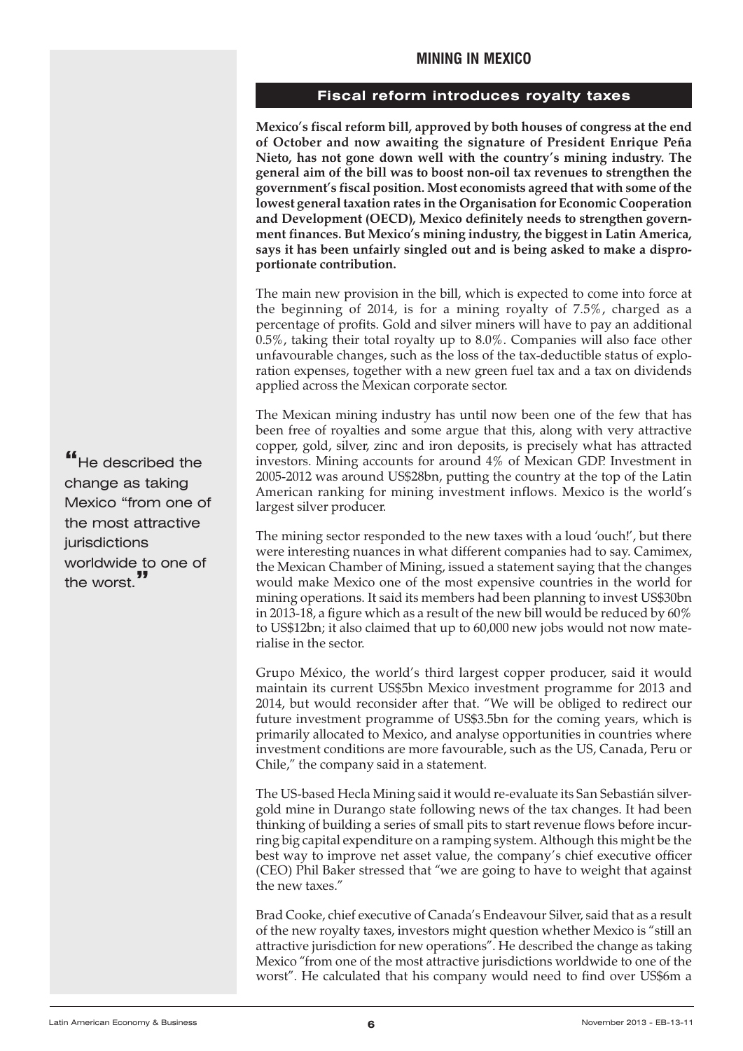## MINING IN MEXICO

### Fiscal reform introduces royalty taxes

**Mexico's fiscal reform bill, approved by both houses of congress at the end of October and now awaiting the signature of President Enrique Peña Nieto, has not gone down well with the country's mining industry. The general aim of the bill was to boost non-oil tax revenues to strengthen the government's fiscal position. Most economists agreed that with some of the lowest general taxation rates in the Organisation for Economic Cooperation and Development (OECD), Mexico definitely needs to strengthen government finances. But Mexico's mining industry, the biggest in Latin America, says it has been unfairly singled out and is being asked to make a disproportionate contribution.**

The main new provision in the bill, which is expected to come into force at the beginning of 2014, is for a mining royalty of 7.5%, charged as a percentage of profits. Gold and silver miners will have to pay an additional 0.5%, taking their total royalty up to 8.0%. Companies will also face other unfavourable changes, such as the loss of the tax-deductible status of exploration expenses, together with a new green fuel tax and a tax on dividends applied across the Mexican corporate sector.

The Mexican mining industry has until now been one of the few that has been free of royalties and some argue that this, along with very attractive copper, gold, silver, zinc and iron deposits, is precisely what has attracted investors. Mining accounts for around 4% of Mexican GDP. Investment in 2005-2012 was around US$28bn, putting the country at the top of the Latin American ranking for mining investment inflows. Mexico is the world's largest silver producer.

The mining sector responded to the new taxes with a loud 'ouch!', but there were interesting nuances in what different companies had to say. Camimex, the Mexican Chamber of Mining, issued a statement saying that the changes would make Mexico one of the most expensive countries in the world for mining operations. It said its members had been planning to invest US$30bn in 2013-18, a figure which as a result of the new bill would be reduced by 60% to US$12bn; it also claimed that up to 60,000 new jobs would not now materialise in the sector.

Grupo México, the world's third largest copper producer, said it would maintain its current US$5bn Mexico investment programme for 2013 and 2014, but would reconsider after that. "We will be obliged to redirect our future investment programme of US$3.5bn for the coming years, which is primarily allocated to Mexico, and analyse opportunities in countries where investment conditions are more favourable, such as the US, Canada, Peru or Chile," the company said in a statement.

The US-based Hecla Mining said it would re-evaluate its San Sebastián silver-gold mine in Durango state following news of the tax changes. It had been thinking of building a series of small pits to start revenue flows before incurring big capital expenditure on a ramping system. Although this might be the best way to improve net asset value, the company's chief executive officer (CEO) Phil Baker stressed that "we are going to have to weight that against the new taxes."

> "He described the change as taking Mexico "from one of the most attractive jurisdictions worldwide to one of the worst."

Brad Cooke, chief executive of Canada's Endeavour Silver, said that as a result of the new royalty taxes, investors might question whether Mexico is "still an attractive jurisdiction for new operations". He described the change as taking Mexico "from one of the most attractive jurisdictions worldwide to one of the worst". He calculated that his company would need to find over US$6m a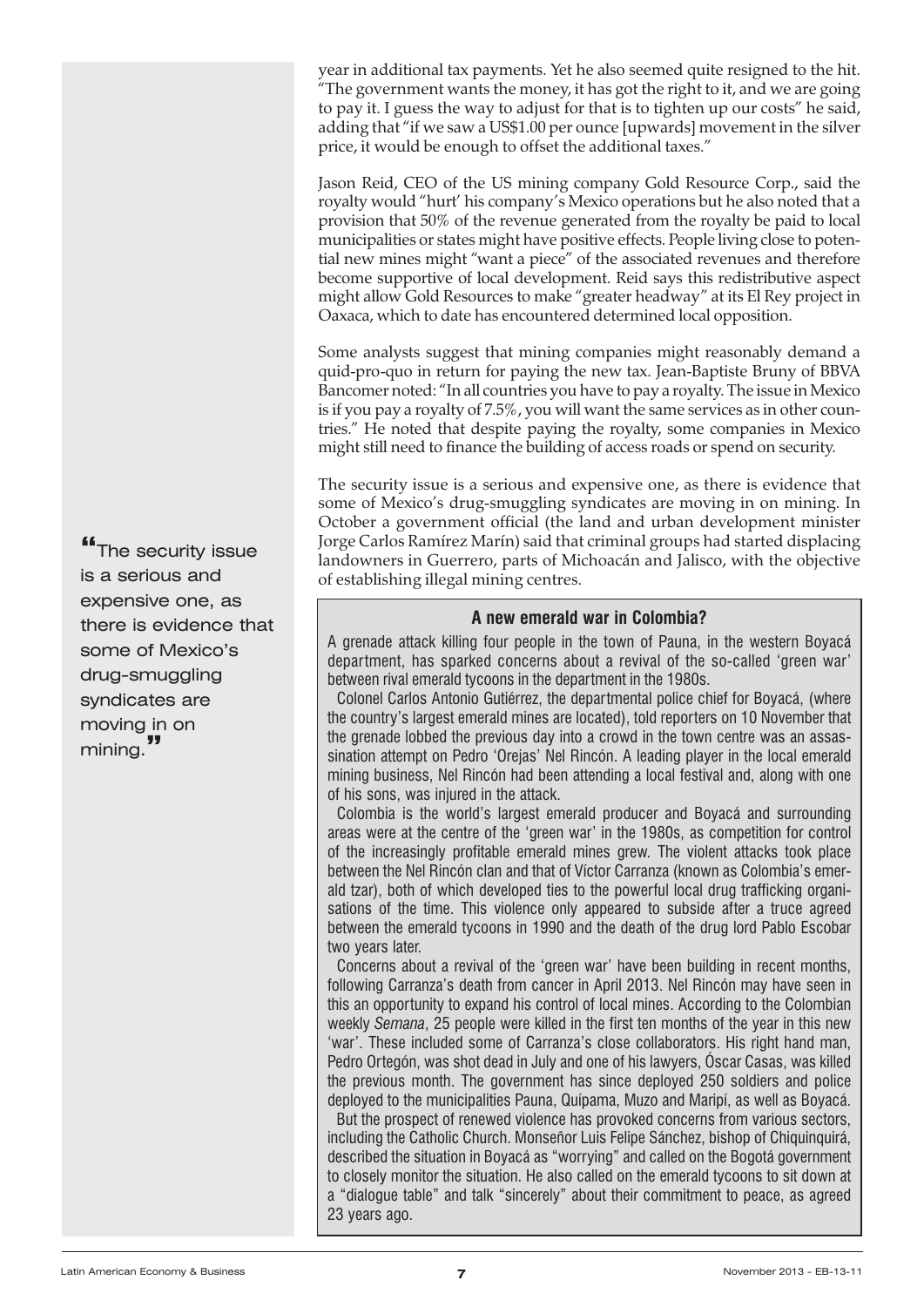year in additional tax payments. Yet he also seemed quite resigned to the hit. "The government wants the money, it has got the right to it, and we are going to pay it. I guess the way to adjust for that is to tighten up our costs" he said, adding that "if we saw a US$1.00 per ounce [upwards] movement in the silver price, it would be enough to offset the additional taxes."

Jason Reid, CEO of the US mining company Gold Resource Corp., said the royalty would "hurt' his company's Mexico operations but he also noted that a provision that 50% of the revenue generated from the royalty be paid to local municipalities or states might have positive effects. People living close to potential new mines might "want a piece" of the associated revenues and therefore become supportive of local development. Reid says this redistributive aspect might allow Gold Resources to make "greater headway" at its El Rey project in Oaxaca, which to date has encountered determined local opposition.

Some analysts suggest that mining companies might reasonably demand a quid-pro-quo in return for paying the new tax. Jean-Baptiste Bruny of BBVA Bancomer noted: "In all countries you have to pay a royalty. The issue in Mexico is if you pay a royalty of 7.5%, you will want the same services as in other countries." He noted that despite paying the royalty, some companies in Mexico might still need to finance the building of access roads or spend on security.

The security issue is a serious and expensive one, as there is evidence that some of Mexico's drug-smuggling syndicates are moving in on mining. In October a government official (the land and urban development minister Jorge Carlos Ramírez Marín) said that criminal groups had started displacing landowners in Guerrero, parts of Michoacán and Jalisco, with the objective of establishing illegal mining centres.

> "The security issue is a serious and expensive one, as there is evidence that some of Mexico's drug-smuggling syndicates are moving in on mining."

### A new emerald war in Colombia?

A grenade attack killing four people in the town of Pauna, in the western Boyacá department, has sparked concerns about a revival of the so-called 'green war' between rival emerald tycoons in the department in the 1980s.

Colonel Carlos Antonio Gutiérrez, the departmental police chief for Boyacá, (where the country's largest emerald mines are located), told reporters on 10 November that the grenade lobbed the previous day into a crowd in the town centre was an assassination attempt on Pedro 'Orejas' Nel Rincón. A leading player in the local emerald mining business, Nel Rincón had been attending a local festival and, along with one of his sons, was injured in the attack.

Colombia is the world's largest emerald producer and Boyacá and surrounding areas were at the centre of the 'green war' in the 1980s, as competition for control of the increasingly profitable emerald mines grew. The violent attacks took place between the Nel Rincón clan and that of Víctor Carranza (known as Colombia's emerald tzar), both of which developed ties to the powerful local drug trafficking organisations of the time. This violence only appeared to subside after a truce agreed between the emerald tycoons in 1990 and the death of the drug lord Pablo Escobar two years later.

Concerns about a revival of the 'green war' have been building in recent months, following Carranza's death from cancer in April 2013. Nel Rincón may have seen in this an opportunity to expand his control of local mines. According to the Colombian weekly *Semana*, 25 people were killed in the first ten months of the year in this new 'war'. These included some of Carranza's close collaborators. His right hand man, Pedro Ortegón, was shot dead in July and one of his lawyers, Óscar Casas, was killed the previous month. The government has since deployed 250 soldiers and police deployed to the municipalities Pauna, Quípama, Muzo and Maripí, as well as Boyacá.

But the prospect of renewed violence has provoked concerns from various sectors, including the Catholic Church. Monseñor Luis Felipe Sánchez, bishop of Chiquinquirá, described the situation in Boyacá as "worrying" and called on the Bogotá government to closely monitor the situation. He also called on the emerald tycoons to sit down at a "dialogue table" and talk "sincerely" about their commitment to peace, as agreed 23 years ago.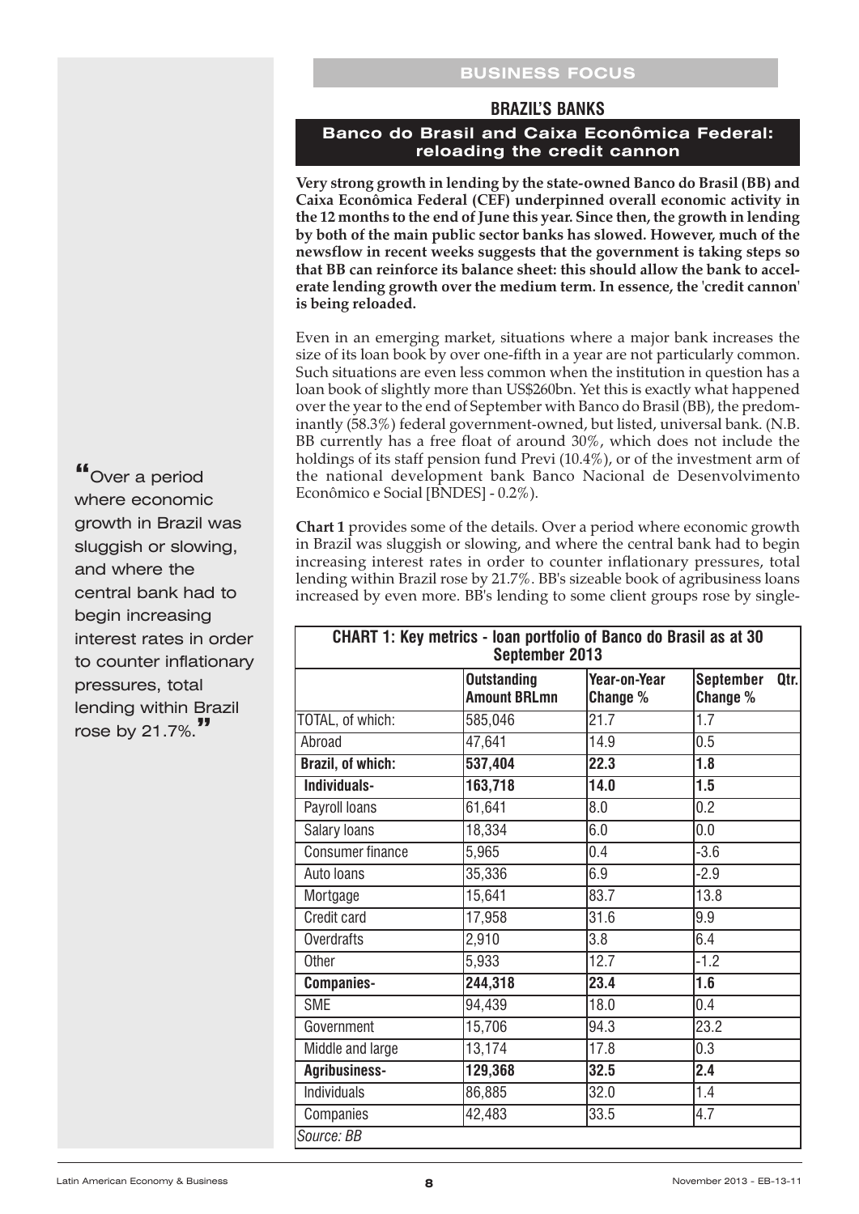BUSINESS FOCUS

## BRAZIL'S BANKS

### Banco do Brasil and Caixa Econômica Federal: reloading the credit cannon

**Very strong growth in lending by the state-owned Banco do Brasil (BB) and Caixa Econômica Federal (CEF) underpinned overall economic activity in the 12 months to the end of June this year. Since then, the growth in lending by both of the main public sector banks has slowed. However, much of the newsflow in recent weeks suggests that the government is taking steps so that BB can reinforce its balance sheet: this should allow the bank to accelerate lending growth over the medium term. In essence, the 'credit cannon' is being reloaded.**

Even in an emerging market, situations where a major bank increases the size of its loan book by over one-fifth in a year are not particularly common. Such situations are even less common when the institution in question has a loan book of slightly more than US$260bn. Yet this is exactly what happened over the year to the end of September with Banco do Brasil (BB), the predominantly (58.3%) federal government-owned, but listed, universal bank. (N.B. BB currently has a free float of around 30%, which does not include the holdings of its staff pension fund Previ (10.4%), or of the investment arm of the national development bank Banco Nacional de Desenvolvimento Econômico e Social [BNDES] - 0.2%).

"Over a period where economic growth in Brazil was sluggish or slowing, and where the central bank had to begin increasing interest rates in order to counter inflationary pressures, total lending within Brazil rose by 21.7%."

**Chart 1** provides some of the details. Over a period where economic growth in Brazil was sluggish or slowing, and where the central bank had to begin increasing interest rates in order to counter inflationary pressures, total lending within Brazil rose by 21.7%. BB's sizeable book of agribusiness loans increased by even more. BB's lending to some client groups rose by single-

**CHART 1: Key metrics - loan portfolio of Banco do Brasil as at 30 September 2013**

| | Outstanding Amount BRLmn | Year-on-Year Change % | September Qtr. Change % |
|---|---|---|---|
| TOTAL, of which: | 585,046 | 21.7 | 1.7 |
| Abroad | 47,641 | 14.9 | 0.5 |
| **Brazil, of which:** | **537,404** | **22.3** | **1.8** |
| **Individuals-** | **163,718** | **14.0** | **1.5** |
| Payroll loans | 61,641 | 8.0 | 0.2 |
| Salary loans | 18,334 | 6.0 | 0.0 |
| Consumer finance | 5,965 | 0.4 | -3.6 |
| Auto loans | 35,336 | 6.9 | -2.9 |
| Mortgage | 15,641 | 83.7 | 13.8 |
| Credit card | 17,958 | 31.6 | 9.9 |
| Overdrafts | 2,910 | 3.8 | 6.4 |
| Other | 5,933 | 12.7 | -1.2 |
| **Companies-** | **244,318** | **23.4** | **1.6** |
| SME | 94,439 | 18.0 | 0.4 |
| Government | 15,706 | 94.3 | 23.2 |
| Middle and large | 13,174 | 17.8 | 0.3 |
| **Agribusiness-** | **129,368** | **32.5** | **2.4** |
| Individuals | 86,885 | 32.0 | 1.4 |
| Companies | 42,483 | 33.5 | 4.7 |

*Source: BB*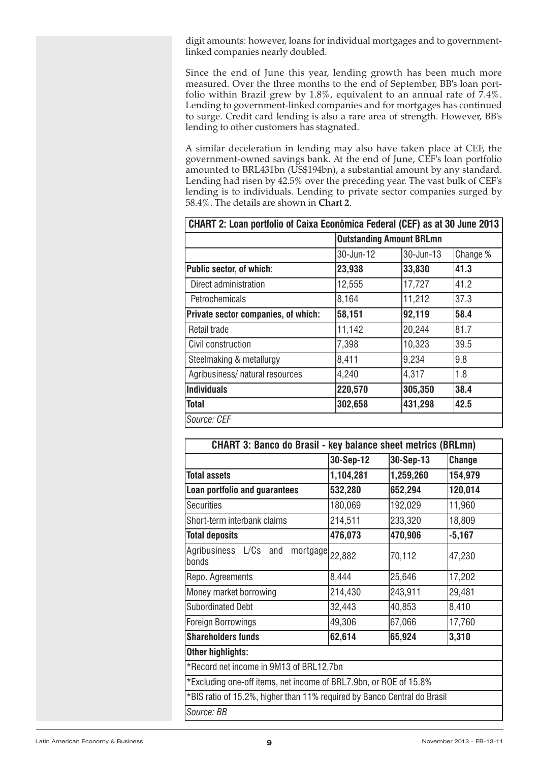digit amounts: however, loans for individual mortgages and to government-linked companies nearly doubled.

Since the end of June this year, lending growth has been much more measured. Over the three months to the end of September, BB's loan portfolio within Brazil grew by 1.8%, equivalent to an annual rate of 7.4%. Lending to government-linked companies and for mortgages has continued to surge. Credit card lending is also a rare area of strength. However, BB's lending to other customers has stagnated.

A similar deceleration in lending may also have taken place at CEF, the government-owned savings bank. At the end of June, CEF's loan portfolio amounted to BRL431bn (US$194bn), a substantial amount by any standard. Lending had risen by 42.5% over the preceding year. The vast bulk of CEF's lending is to individuals. Lending to private sector companies surged by 58.4%. The details are shown in **Chart 2**.

**CHART 2: Loan portfolio of Caixa Econômica Federal (CEF) as at 30 June 2013**

| | Outstanding Amount BRLmn | | |
|---|---|---|---|
| | 30-Jun-12 | 30-Jun-13 | Change % |
| **Public sector, of which:** | **23,938** | **33,830** | **41.3** |
| Direct administration | 12,555 | 17,727 | 41.2 |
| Petrochemicals | 8,164 | 11,212 | 37.3 |
| **Private sector companies, of which:** | **58,151** | **92,119** | **58.4** |
| Retail trade | 11,142 | 20,244 | 81.7 |
| Civil construction | 7,398 | 10,323 | 39.5 |
| Steelmaking & metallurgy | 8,411 | 9,234 | 9.8 |
| Agribusiness/ natural resources | 4,240 | 4,317 | 1.8 |
| **Individuals** | **220,570** | **305,350** | **38.4** |
| **Total** | **302,658** | **431,298** | **42.5** |

*Source: CEF*

**CHART 3: Banco do Brasil - key balance sheet metrics (BRLmn)**

| | 30-Sep-12 | 30-Sep-13 | Change |
|---|---|---|---|
| **Total assets** | **1,104,281** | **1,259,260** | **154,979** |
| **Loan portfolio and guarantees** | **532,280** | **652,294** | **120,014** |
| Securities | 180,069 | 192,029 | 11,960 |
| Short-term interbank claims | 214,511 | 233,320 | 18,809 |
| **Total deposits** | **476,073** | **470,906** | **-5,167** |
| Agribusiness L/Cs and mortgage bonds | 22,882 | 70,112 | 47,230 |
| Repo. Agreements | 8,444 | 25,646 | 17,202 |
| Money market borrowing | 214,430 | 243,911 | 29,481 |
| Subordinated Debt | 32,443 | 40,853 | 8,410 |
| Foreign Borrowings | 49,306 | 67,066 | 17,760 |
| **Shareholders funds** | **62,614** | **65,924** | **3,310** |

**Other highlights:**

*Record net income in 9M13 of BRL12.7bn

*Excluding one-off items, net income of BRL7.9bn, or ROE of 15.8%

*BIS ratio of 15.2%, higher than 11% required by Banco Central do Brasil

*Source: BB*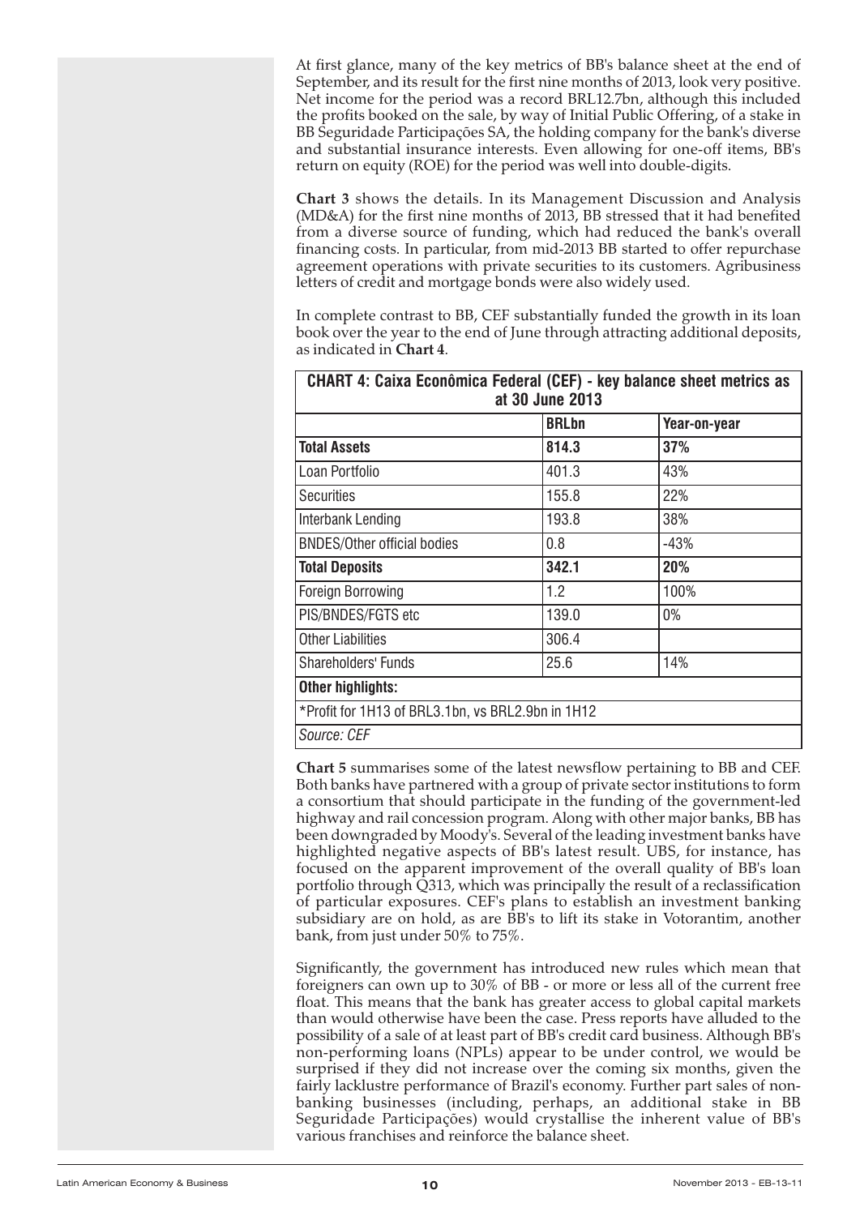At first glance, many of the key metrics of BB's balance sheet at the end of September, and its result for the first nine months of 2013, look very positive. Net income for the period was a record BRL12.7bn, although this included the profits booked on the sale, by way of Initial Public Offering, of a stake in BB Seguridade Participações SA, the holding company for the bank's diverse and substantial insurance interests. Even allowing for one-off items, BB's return on equity (ROE) for the period was well into double-digits.

**Chart 3** shows the details. In its Management Discussion and Analysis (MD&A) for the first nine months of 2013, BB stressed that it had benefited from a diverse source of funding, which had reduced the bank's overall financing costs. In particular, from mid-2013 BB started to offer repurchase agreement operations with private securities to its customers. Agribusiness letters of credit and mortgage bonds were also widely used.

In complete contrast to BB, CEF substantially funded the growth in its loan book over the year to the end of June through attracting additional deposits, as indicated in **Chart 4**.

**CHART 4: Caixa Econômica Federal (CEF) - key balance sheet metrics as at 30 June 2013**

| | BRLbn | Year-on-year |
|---|---|---|
| **Total Assets** | **814.3** | **37%** |
| Loan Portfolio | 401.3 | 43% |
| Securities | 155.8 | 22% |
| Interbank Lending | 193.8 | 38% |
| BNDES/Other official bodies | 0.8 | -43% |
| **Total Deposits** | **342.1** | **20%** |
| Foreign Borrowing | 1.2 | 100% |
| PIS/BNDES/FGTS etc | 139.0 | 0% |
| Other Liabilities | 306.4 | |
| Shareholders' Funds | 25.6 | 14% |
| **Other highlights:** | | |
| *Profit for 1H13 of BRL3.1bn, vs BRL2.9bn in 1H12 | | |
| *Source: CEF* | | |

**Chart 5** summarises some of the latest newsflow pertaining to BB and CEF. Both banks have partnered with a group of private sector institutions to form a consortium that should participate in the funding of the government-led highway and rail concession program. Along with other major banks, BB has been downgraded by Moody's. Several of the leading investment banks have highlighted negative aspects of BB's latest result. UBS, for instance, has focused on the apparent improvement of the overall quality of BB's loan portfolio through Q313, which was principally the result of a reclassification of particular exposures. CEF's plans to establish an investment banking subsidiary are on hold, as are BB's to lift its stake in Votorantim, another bank, from just under 50% to 75%.

Significantly, the government has introduced new rules which mean that foreigners can own up to 30% of BB - or more or less all of the current free float. This means that the bank has greater access to global capital markets than would otherwise have been the case. Press reports have alluded to the possibility of a sale of at least part of BB's credit card business. Although BB's non-performing loans (NPLs) appear to be under control, we would be surprised if they did not increase over the coming six months, given the fairly lacklustre performance of Brazil's economy. Further part sales of non-banking businesses (including, perhaps, an additional stake in BB Seguridade Participações) would crystallise the inherent value of BB's various franchises and reinforce the balance sheet.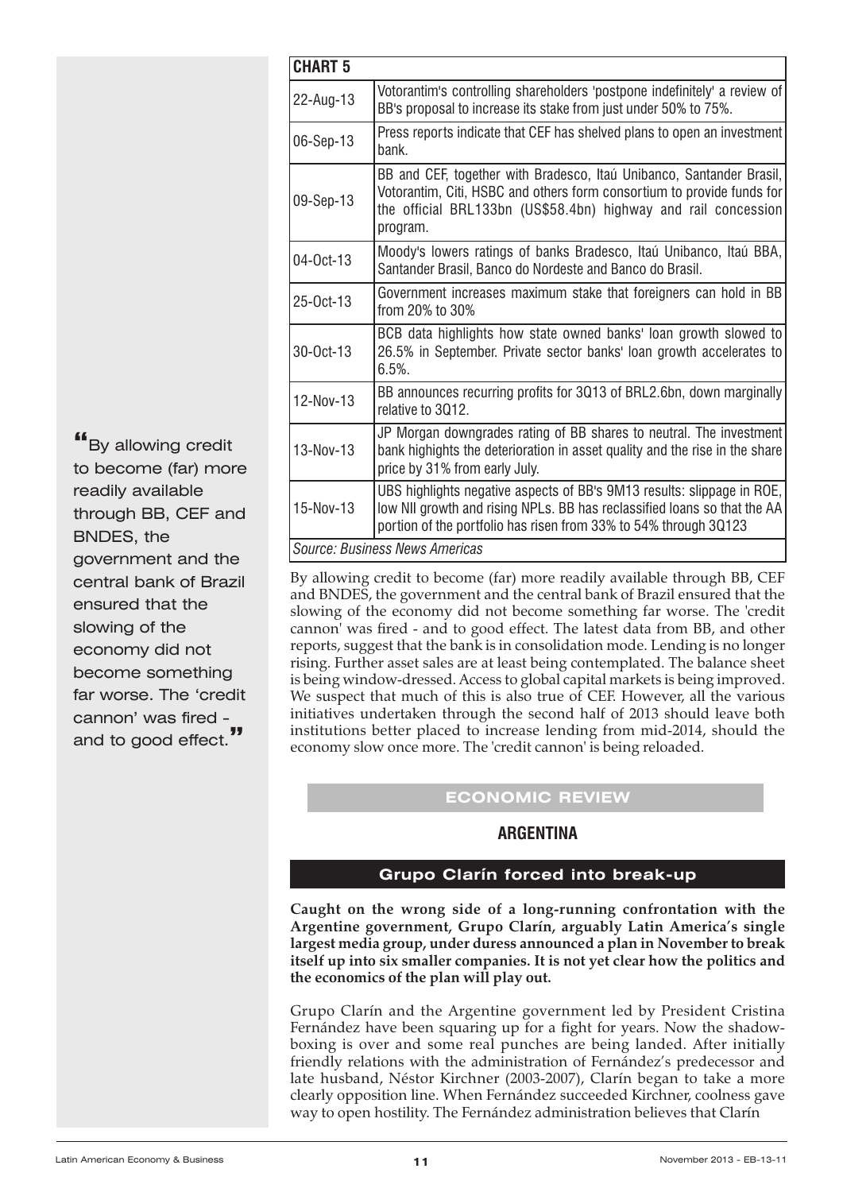**CHART 5**

| Date | Event |
|---|---|
| 22-Aug-13 | Votorantim's controlling shareholders 'postpone indefinitely' a review of BB's proposal to increase its stake from just under 50% to 75%. |
| 06-Sep-13 | Press reports indicate that CEF has shelved plans to open an investment bank. |
| 09-Sep-13 | BB and CEF, together with Bradesco, Itaú Unibanco, Santander Brasil, Votorantim, Citi, HSBC and others form consortium to provide funds for the official BRL133bn (US$58.4bn) highway and rail concession program. |
| 04-Oct-13 | Moody's lowers ratings of banks Bradesco, Itaú Unibanco, Itaú BBA, Santander Brasil, Banco do Nordeste and Banco do Brasil. |
| 25-Oct-13 | Government increases maximum stake that foreigners can hold in BB from 20% to 30% |
| 30-Oct-13 | BCB data highlights how state owned banks' loan growth slowed to 26.5% in September. Private sector banks' loan growth accelerates to 6.5%. |
| 12-Nov-13 | BB announces recurring profits for 3Q13 of BRL2.6bn, down marginally relative to 3Q12. |
| 13-Nov-13 | JP Morgan downgrades rating of BB shares to neutral. The investment bank highights the deterioration in asset quality and the rise in the share price by 31% from early July. |
| 15-Nov-13 | UBS highlights negative aspects of BB's 9M13 results: slippage in ROE, low NII growth and rising NPLs. BB has reclassified loans so that the AA portion of the portfolio has risen from 33% to 54% through 3Q123 |

*Source: Business News Americas*

By allowing credit to become (far) more readily available through BB, CEF and BNDES, the government and the central bank of Brazil ensured that the slowing of the economy did not become something far worse. The 'credit cannon' was fired - and to good effect. The latest data from BB, and other reports, suggest that the bank is in consolidation mode. Lending is no longer rising. Further asset sales are at least being contemplated. The balance sheet is being window-dressed. Access to global capital markets is being improved. We suspect that much of this is also true of CEF. However, all the various initiatives undertaken through the second half of 2013 should leave both institutions better placed to increase lending from mid-2014, should the economy slow once more. The 'credit cannon' is being reloaded.

> "By allowing credit to become (far) more readily available through BB, CEF and BNDES, the government and the central bank of Brazil ensured that the slowing of the economy did not become something far worse. The 'credit cannon' was fired - and to good effect."

## ECONOMIC REVIEW

## ARGENTINA

### Grupo Clarín forced into break-up

**Caught on the wrong side of a long-running confrontation with the Argentine government, Grupo Clarín, arguably Latin America's single largest media group, under duress announced a plan in November to break itself up into six smaller companies. It is not yet clear how the politics and the economics of the plan will play out.**

Grupo Clarín and the Argentine government led by President Cristina Fernández have been squaring up for a fight for years. Now the shadow-boxing is over and some real punches are being landed. After initially friendly relations with the administration of Fernández's predecessor and late husband, Néstor Kirchner (2003-2007), Clarín began to take a more clearly opposition line. When Fernández succeeded Kirchner, coolness gave way to open hostility. The Fernández administration believes that Clarín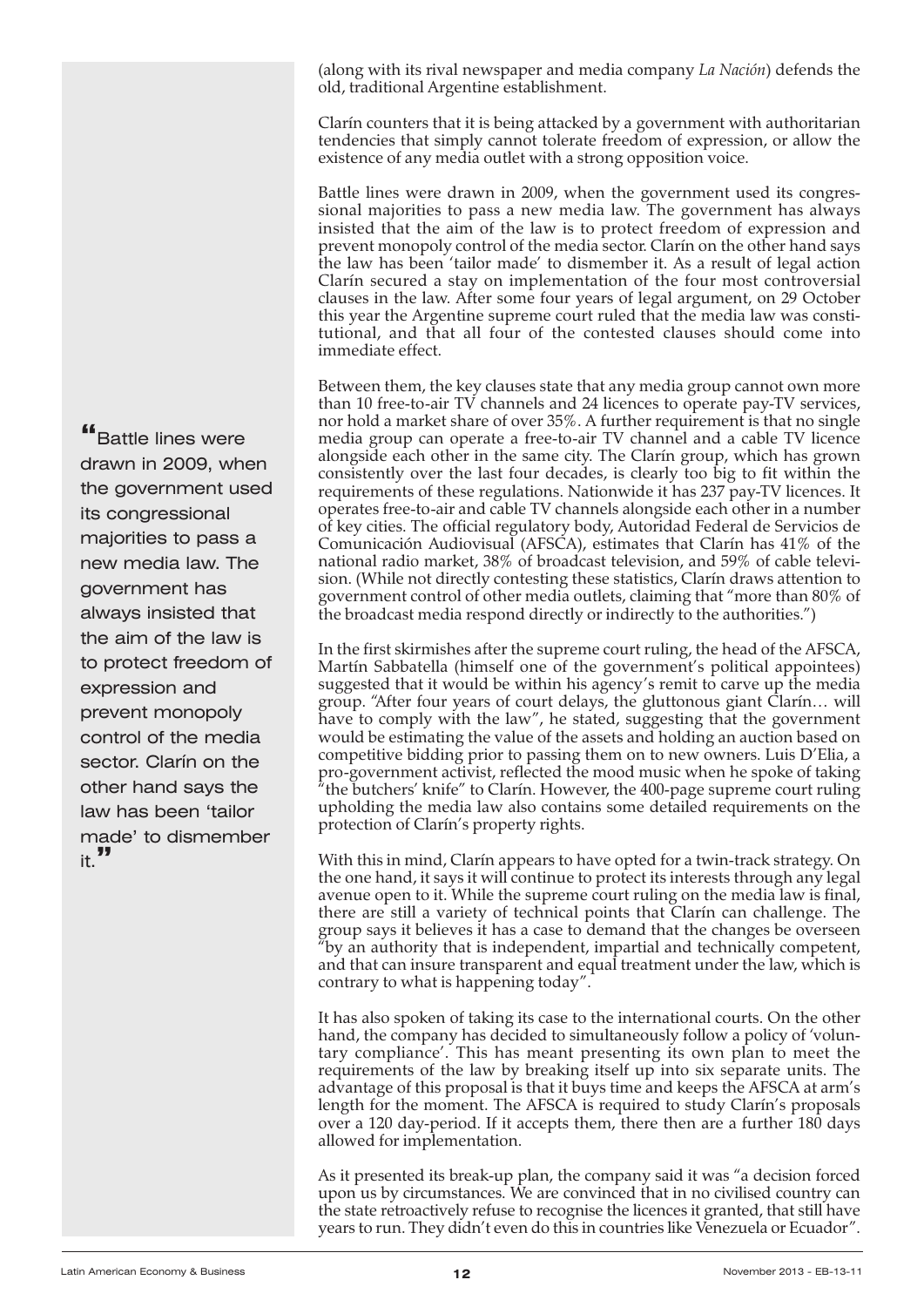(along with its rival newspaper and media company *La Nación*) defends the old, traditional Argentine establishment.

Clarín counters that it is being attacked by a government with authoritarian tendencies that simply cannot tolerate freedom of expression, or allow the existence of any media outlet with a strong opposition voice.

Battle lines were drawn in 2009, when the government used its congressional majorities to pass a new media law. The government has always insisted that the aim of the law is to protect freedom of expression and prevent monopoly control of the media sector. Clarín on the other hand says the law has been 'tailor made' to dismember it. As a result of legal action Clarín secured a stay on implementation of the four most controversial clauses in the law. After some four years of legal argument, on 29 October this year the Argentine supreme court ruled that the media law was constitutional, and that all four of the contested clauses should come into immediate effect.

> "Battle lines were drawn in 2009, when the government used its congressional majorities to pass a new media law. The government has always insisted that the aim of the law is to protect freedom of expression and prevent monopoly control of the media sector. Clarín on the other hand says the law has been 'tailor made' to dismember it."

Between them, the key clauses state that any media group cannot own more than 10 free-to-air TV channels and 24 licences to operate pay-TV services, nor hold a market share of over 35%. A further requirement is that no single media group can operate a free-to-air TV channel and a cable TV licence alongside each other in the same city. The Clarín group, which has grown consistently over the last four decades, is clearly too big to fit within the requirements of these regulations. Nationwide it has 237 pay-TV licences. It operates free-to-air and cable TV channels alongside each other in a number of key cities. The official regulatory body, Autoridad Federal de Servicios de Comunicación Audiovisual (AFSCA), estimates that Clarín has 41% of the national radio market, 38% of broadcast television, and 59% of cable television. (While not directly contesting these statistics, Clarín draws attention to government control of other media outlets, claiming that "more than 80% of the broadcast media respond directly or indirectly to the authorities.")

In the first skirmishes after the supreme court ruling, the head of the AFSCA, Martín Sabbatella (himself one of the government's political appointees) suggested that it would be within his agency's remit to carve up the media group. "After four years of court delays, the gluttonous giant Clarín… will have to comply with the law", he stated, suggesting that the government would be estimating the value of the assets and holding an auction based on competitive bidding prior to passing them on to new owners. Luis D'Elia, a pro-government activist, reflected the mood music when he spoke of taking "the butchers' knife" to Clarín. However, the 400-page supreme court ruling upholding the media law also contains some detailed requirements on the protection of Clarín's property rights.

With this in mind, Clarín appears to have opted for a twin-track strategy. On the one hand, it says it will continue to protect its interests through any legal avenue open to it. While the supreme court ruling on the media law is final, there are still a variety of technical points that Clarín can challenge. The group says it believes it has a case to demand that the changes be overseen "by an authority that is independent, impartial and technically competent, and that can insure transparent and equal treatment under the law, which is contrary to what is happening today".

It has also spoken of taking its case to the international courts. On the other hand, the company has decided to simultaneously follow a policy of 'voluntary compliance'. This has meant presenting its own plan to meet the requirements of the law by breaking itself up into six separate units. The advantage of this proposal is that it buys time and keeps the AFSCA at arm's length for the moment. The AFSCA is required to study Clarín's proposals over a 120 day-period. If it accepts them, there then are a further 180 days allowed for implementation.

As it presented its break-up plan, the company said it was "a decision forced upon us by circumstances. We are convinced that in no civilised country can the state retroactively refuse to recognise the licences it granted, that still have years to run. They didn't even do this in countries like Venezuela or Ecuador".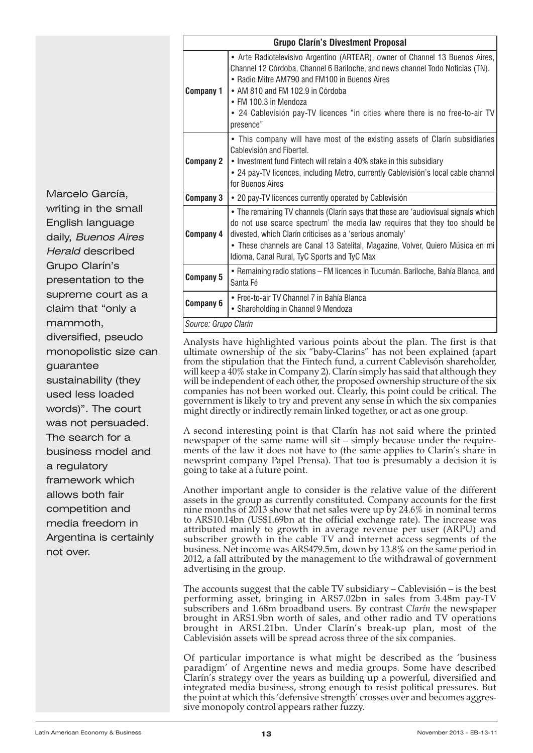| Grupo Clarín's Divestment Proposal | |
|---|---|
| **Company 1** | • Arte Radiotelevisivo Argentino (ARTEAR), owner of Channel 13 Buenos Aires, Channel 12 Córdoba, Channel 6 Bariloche, and news channel Todo Noticias (TN). • Radio Mitre AM790 and FM100 in Buenos Aires • AM 810 and FM 102.9 in Córdoba • FM 100.3 in Mendoza • 24 Cablevisión pay-TV licences "in cities where there is no free-to-air TV presence" |
| **Company 2** | • This company will have most of the existing assets of Clarín subsidiaries Cablevisión and Fibertel. • Investment fund Fintech will retain a 40% stake in this subsidiary • 24 pay-TV licences, including Metro, currently Cablevisión's local cable channel for Buenos Aires |
| **Company 3** | • 20 pay-TV licences currently operated by Cablevisión |
| **Company 4** | • The remaining TV channels (Clarín says that these are 'audiovisual signals which do not use scarce spectrum' the media law requires that they too should be divested, which Clarín criticises as a 'serious anomaly' • These channels are Canal 13 Satelital, Magazine, Volver, Quiero Música en mi Idioma, Canal Rural, TyC Sports and TyC Max |
| **Company 5** | • Remaining radio stations – FM licences in Tucumán. Bariloche, Bahía Blanca, and Santa Fé |
| **Company 6** | • Free-to-air TV Channel 7 in Bahía Blanca • Shareholding in Channel 9 Mendoza |

*Source: Grupo Clarín*

Analysts have highlighted various points about the plan. The first is that ultimate ownership of the six "baby-Clarins" has not been explained (apart from the stipulation that the Fintech fund, a current Cablevisón shareholder, will keep a 40% stake in Company 2). Clarín simply has said that although they will be independent of each other, the proposed ownership structure of the six companies has not been worked out. Clearly, this point could be critical. The government is likely to try and prevent any sense in which the six companies might directly or indirectly remain linked together, or act as one group.

A second interesting point is that Clarín has not said where the printed newspaper of the same name will sit – simply because under the requirements of the law it does not have to (the same applies to Clarín's share in newsprint company Papel Prensa). That too is presumably a decision it is going to take at a future point.

Another important angle to consider is the relative value of the different assets in the group as currently constituted. Company accounts for the first nine months of 2013 show that net sales were up by 24.6% in nominal terms to ARS10.14bn (US$1.69bn at the official exchange rate). The increase was attributed mainly to growth in average revenue per user (ARPU) and subscriber growth in the cable TV and internet access segments of the business. Net income was ARS479.5m, down by 13.8% on the same period in 2012, a fall attributed by the management to the withdrawal of government advertising in the group.

The accounts suggest that the cable TV subsidiary – Cablevisión – is the best performing asset, bringing in ARS7.02bn in sales from 3.48m pay-TV subscribers and 1.68m broadband users. By contrast *Clarín* the newspaper brought in ARS1.9bn worth of sales, and other radio and TV operations brought in ARS1.21bn. Under Clarín's break-up plan, most of the Cablevisión assets will be spread across three of the six companies.

Of particular importance is what might be described as the 'business paradigm' of Argentine news and media groups. Some have described Clarín's strategy over the years as building up a powerful, diversified and integrated media business, strong enough to resist political pressures. But the point at which this 'defensive strength' crosses over and becomes aggressive monopoly control appears rather fuzzy.

Marcelo García, writing in the small English language daily, *Buenos Aires Herald* described Grupo Clarín's presentation to the supreme court as a claim that "only a mammoth, diversified, pseudo monopolistic size can guarantee sustainability (they used less loaded words)". The court was not persuaded. The search for a business model and a regulatory framework which allows both fair competition and media freedom in Argentina is certainly not over.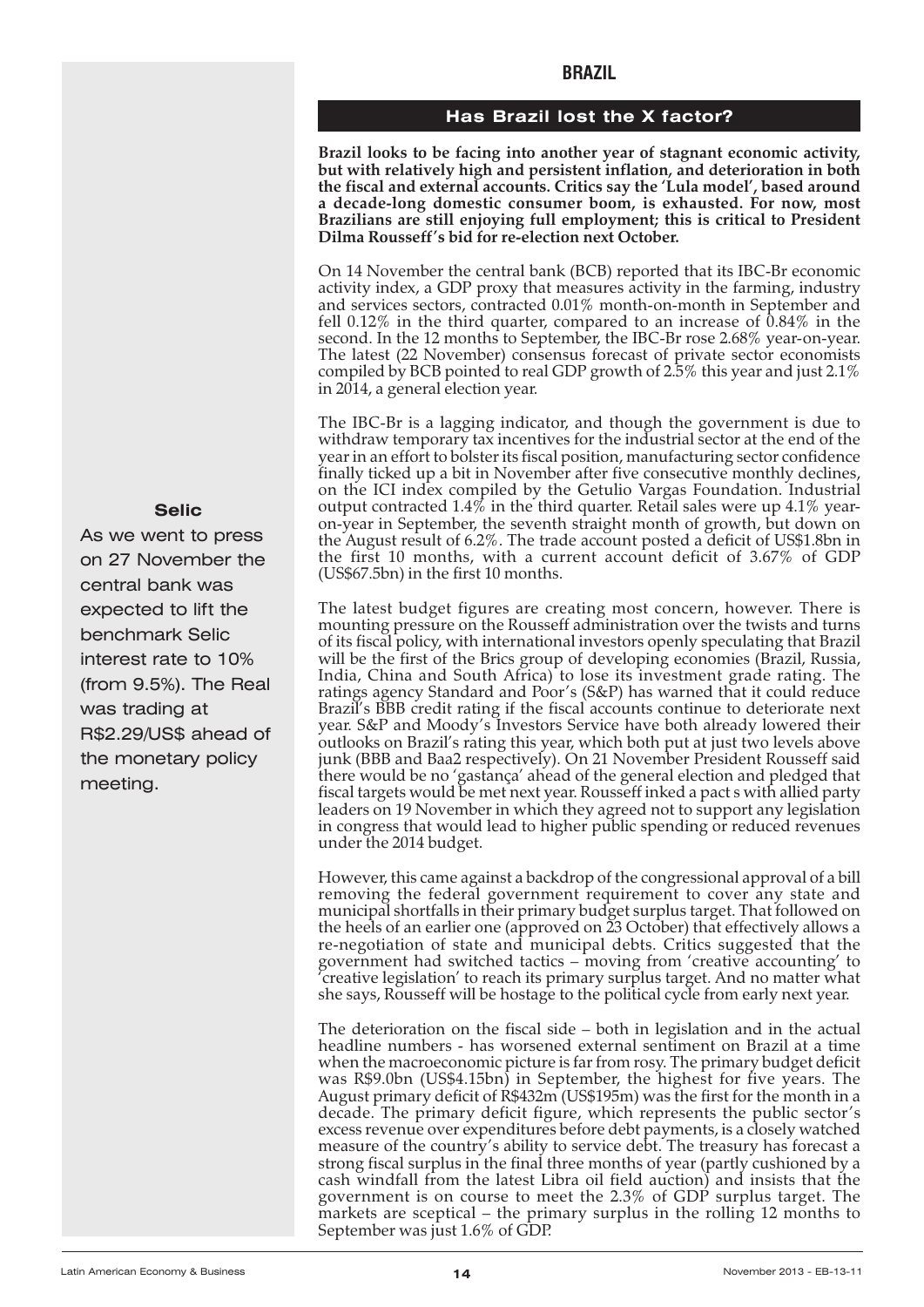# BRAZIL

## Has Brazil lost the X factor?

**Brazil looks to be facing into another year of stagnant economic activity, but with relatively high and persistent inflation, and deterioration in both the fiscal and external accounts. Critics say the 'Lula model', based around a decade-long domestic consumer boom, is exhausted. For now, most Brazilians are still enjoying full employment; this is critical to President Dilma Rousseff's bid for re-election next October.**

On 14 November the central bank (BCB) reported that its IBC-Br economic activity index, a GDP proxy that measures activity in the farming, industry and services sectors, contracted 0.01% month-on-month in September and fell 0.12% in the third quarter, compared to an increase of 0.84% in the second. In the 12 months to September, the IBC-Br rose 2.68% year-on-year. The latest (22 November) consensus forecast of private sector economists compiled by BCB pointed to real GDP growth of 2.5% this year and just 2.1% in 2014, a general election year.

The IBC-Br is a lagging indicator, and though the government is due to withdraw temporary tax incentives for the industrial sector at the end of the year in an effort to bolster its fiscal position, manufacturing sector confidence finally ticked up a bit in November after five consecutive monthly declines, on the ICI index compiled by the Getulio Vargas Foundation. Industrial output contracted 1.4% in the third quarter. Retail sales were up 4.1% year-on-year in September, the seventh straight month of growth, but down on the August result of 6.2%. The trade account posted a deficit of US$1.8bn in the first 10 months, with a current account deficit of 3.67% of GDP (US$67.5bn) in the first 10 months.

**Selic**

As we went to press on 27 November the central bank was expected to lift the benchmark Selic interest rate to 10% (from 9.5%). The Real was trading at R$2.29/US$ ahead of the monetary policy meeting.

The latest budget figures are creating most concern, however. There is mounting pressure on the Rousseff administration over the twists and turns of its fiscal policy, with international investors openly speculating that Brazil will be the first of the Brics group of developing economies (Brazil, Russia, India, China and South Africa) to lose its investment grade rating. The ratings agency Standard and Poor's (S&P) has warned that it could reduce Brazil's BBB credit rating if the fiscal accounts continue to deteriorate next year. S&P and Moody's Investors Service have both already lowered their outlooks on Brazil's rating this year, which both put at just two levels above junk (BBB and Baa2 respectively). On 21 November President Rousseff said there would be no 'gastança' ahead of the general election and pledged that fiscal targets would be met next year. Rousseff inked a pact s with allied party leaders on 19 November in which they agreed not to support any legislation in congress that would lead to higher public spending or reduced revenues under the 2014 budget.

However, this came against a backdrop of the congressional approval of a bill removing the federal government requirement to cover any state and municipal shortfalls in their primary budget surplus target. That followed on the heels of an earlier one (approved on 23 October) that effectively allows a re-negotiation of state and municipal debts. Critics suggested that the government had switched tactics – moving from 'creative accounting' to 'creative legislation' to reach its primary surplus target. And no matter what she says, Rousseff will be hostage to the political cycle from early next year.

The deterioration on the fiscal side – both in legislation and in the actual headline numbers - has worsened external sentiment on Brazil at a time when the macroeconomic picture is far from rosy. The primary budget deficit was R$9.0bn (US$4.15bn) in September, the highest for five years. The August primary deficit of R$432m (US$195m) was the first for the month in a decade. The primary deficit figure, which represents the public sector's excess revenue over expenditures before debt payments, is a closely watched measure of the country's ability to service debt. The treasury has forecast a strong fiscal surplus in the final three months of year (partly cushioned by a cash windfall from the latest Libra oil field auction) and insists that the government is on course to meet the 2.3% of GDP surplus target. The markets are sceptical – the primary surplus in the rolling 12 months to September was just 1.6% of GDP.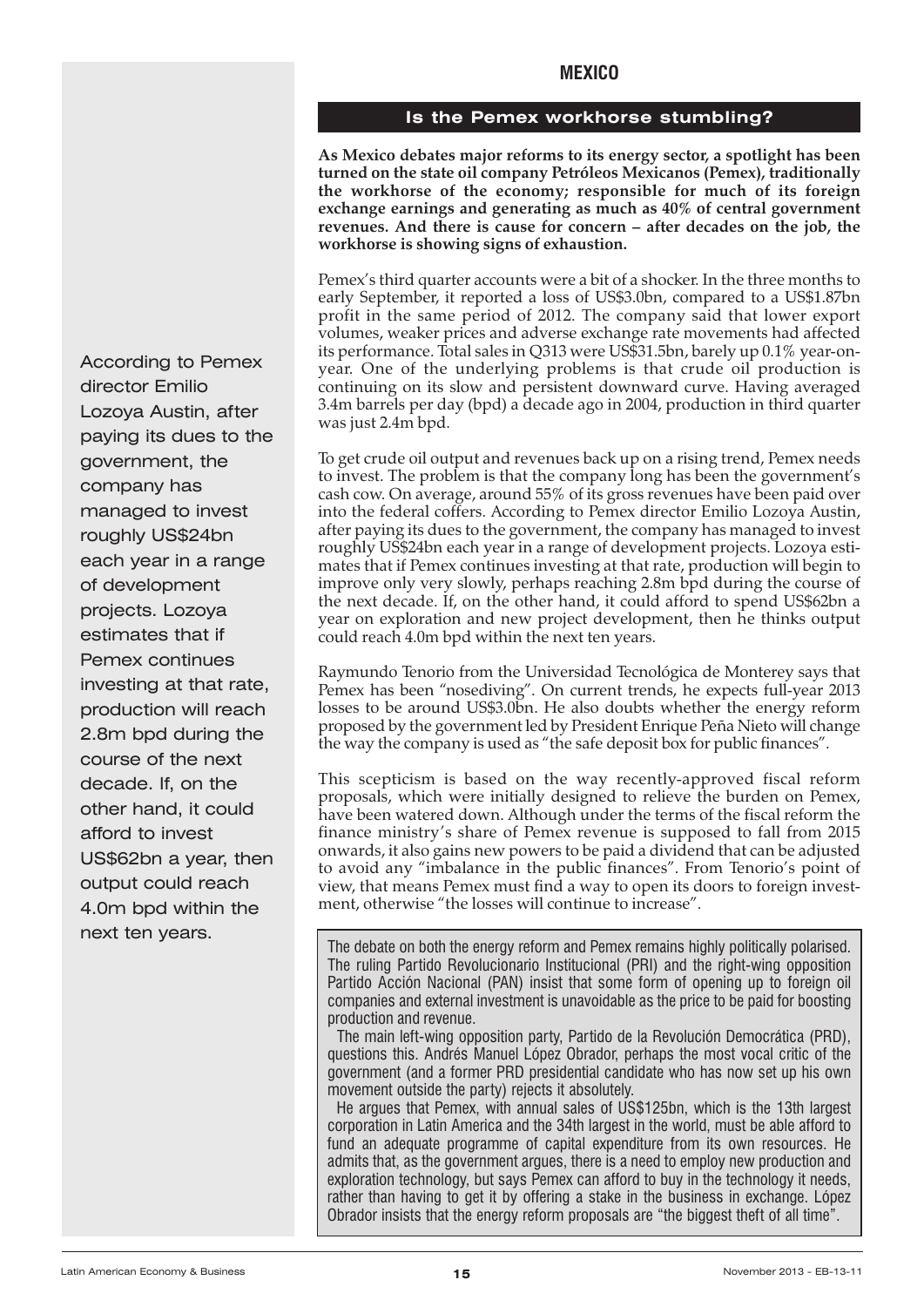## MEXICO

### Is the Pemex workhorse stumbling?

**As Mexico debates major reforms to its energy sector, a spotlight has been turned on the state oil company Petróleos Mexicanos (Pemex), traditionally the workhorse of the economy; responsible for much of its foreign exchange earnings and generating as much as 40% of central government revenues. And there is cause for concern – after decades on the job, the workhorse is showing signs of exhaustion.**

Pemex's third quarter accounts were a bit of a shocker. In the three months to early September, it reported a loss of US$3.0bn, compared to a US$1.87bn profit in the same period of 2012. The company said that lower export volumes, weaker prices and adverse exchange rate movements had affected its performance. Total sales in Q313 were US$31.5bn, barely up 0.1% year-on-year. One of the underlying problems is that crude oil production is continuing on its slow and persistent downward curve. Having averaged 3.4m barrels per day (bpd) a decade ago in 2004, production in third quarter was just 2.4m bpd.

To get crude oil output and revenues back up on a rising trend, Pemex needs to invest. The problem is that the company long has been the government's cash cow. On average, around 55% of its gross revenues have been paid over into the federal coffers. According to Pemex director Emilio Lozoya Austin, after paying its dues to the government, the company has managed to invest roughly US$24bn each year in a range of development projects. Lozoya estimates that if Pemex continues investing at that rate, production will begin to improve only very slowly, perhaps reaching 2.8m bpd during the course of the next decade. If, on the other hand, it could afford to spend US$62bn a year on exploration and new project development, then he thinks output could reach 4.0m bpd within the next ten years.

> According to Pemex director Emilio Lozoya Austin, after paying its dues to the government, the company has managed to invest roughly US$24bn each year in a range of development projects. Lozoya estimates that if Pemex continues investing at that rate, production will reach 2.8m bpd during the course of the next decade. If, on the other hand, it could afford to invest US$62bn a year, then output could reach 4.0m bpd within the next ten years.

Raymundo Tenorio from the Universidad Tecnológica de Monterey says that Pemex has been "nosediving". On current trends, he expects full-year 2013 losses to be around US$3.0bn. He also doubts whether the energy reform proposed by the government led by President Enrique Peña Nieto will change the way the company is used as "the safe deposit box for public finances".

This scepticism is based on the way recently-approved fiscal reform proposals, which were initially designed to relieve the burden on Pemex, have been watered down. Although under the terms of the fiscal reform the finance ministry's share of Pemex revenue is supposed to fall from 2015 onwards, it also gains new powers to be paid a dividend that can be adjusted to avoid any "imbalance in the public finances". From Tenorio's point of view, that means Pemex must find a way to open its doors to foreign investment, otherwise "the losses will continue to increase".

The debate on both the energy reform and Pemex remains highly politically polarised. The ruling Partido Revolucionario Institucional (PRI) and the right-wing opposition Partido Acción Nacional (PAN) insist that some form of opening up to foreign oil companies and external investment is unavoidable as the price to be paid for boosting production and revenue.

The main left-wing opposition party, Partido de la Revolución Democrática (PRD), questions this. Andrés Manuel López Obrador, perhaps the most vocal critic of the government (and a former PRD presidential candidate who has now set up his own movement outside the party) rejects it absolutely.

He argues that Pemex, with annual sales of US$125bn, which is the 13th largest corporation in Latin America and the 34th largest in the world, must be able afford to fund an adequate programme of capital expenditure from its own resources. He admits that, as the government argues, there is a need to employ new production and exploration technology, but says Pemex can afford to buy in the technology it needs, rather than having to get it by offering a stake in the business in exchange. López Obrador insists that the energy reform proposals are "the biggest theft of all time".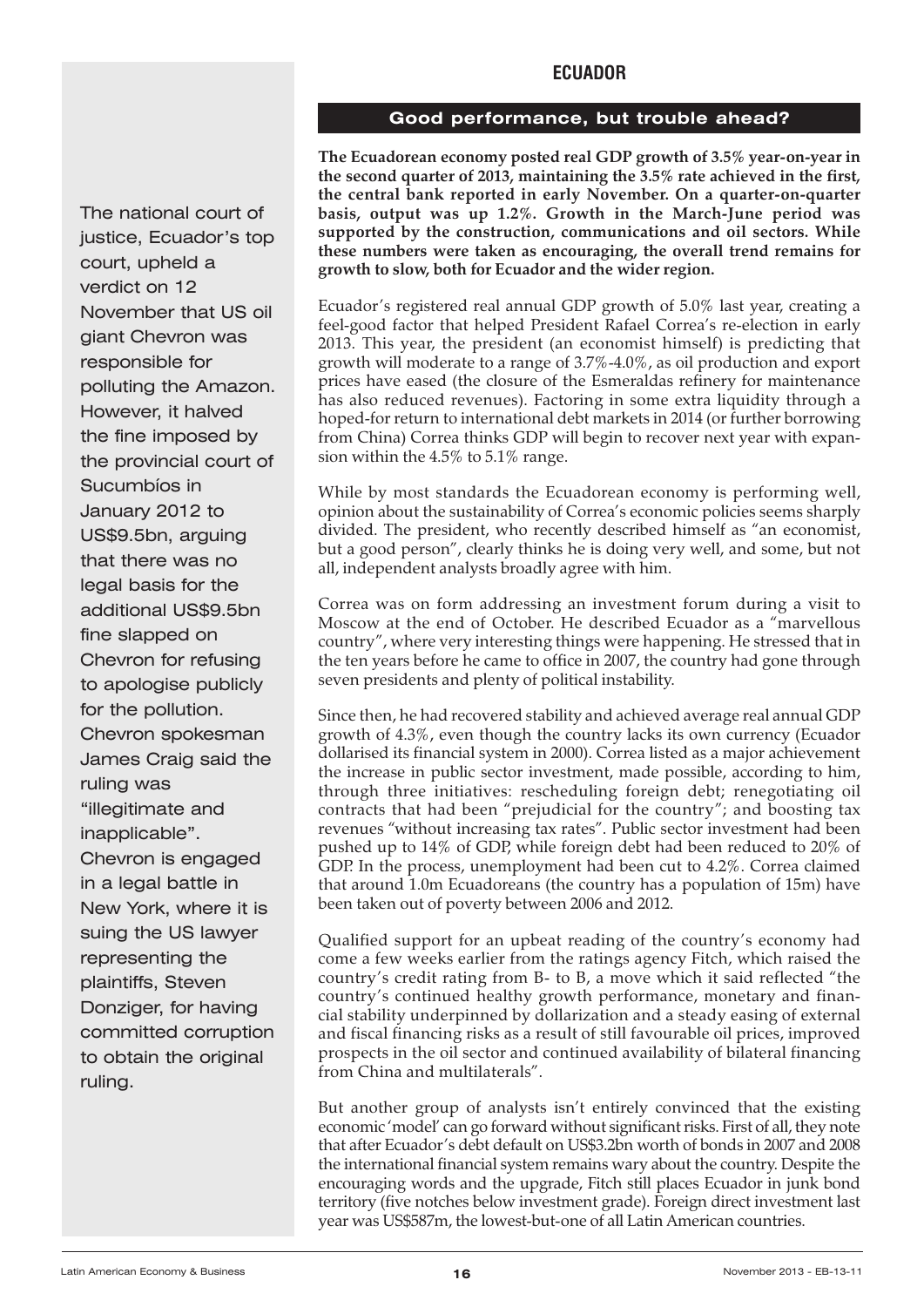## ECUADOR

### Good performance, but trouble ahead?

**The Ecuadorean economy posted real GDP growth of 3.5% year-on-year in the second quarter of 2013, maintaining the 3.5% rate achieved in the first, the central bank reported in early November. On a quarter-on-quarter basis, output was up 1.2%. Growth in the March-June period was supported by the construction, communications and oil sectors. While these numbers were taken as encouraging, the overall trend remains for growth to slow, both for Ecuador and the wider region.**

Ecuador's registered real annual GDP growth of 5.0% last year, creating a feel-good factor that helped President Rafael Correa's re-election in early 2013. This year, the president (an economist himself) is predicting that growth will moderate to a range of 3.7%-4.0%, as oil production and export prices have eased (the closure of the Esmeraldas refinery for maintenance has also reduced revenues). Factoring in some extra liquidity through a hoped-for return to international debt markets in 2014 (or further borrowing from China) Correa thinks GDP will begin to recover next year with expansion within the 4.5% to 5.1% range.

While by most standards the Ecuadorean economy is performing well, opinion about the sustainability of Correa's economic policies seems sharply divided. The president, who recently described himself as "an economist, but a good person", clearly thinks he is doing very well, and some, but not all, independent analysts broadly agree with him.

Correa was on form addressing an investment forum during a visit to Moscow at the end of October. He described Ecuador as a "marvellous country", where very interesting things were happening. He stressed that in the ten years before he came to office in 2007, the country had gone through seven presidents and plenty of political instability.

Since then, he had recovered stability and achieved average real annual GDP growth of 4.3%, even though the country lacks its own currency (Ecuador dollarised its financial system in 2000). Correa listed as a major achievement the increase in public sector investment, made possible, according to him, through three initiatives: rescheduling foreign debt; renegotiating oil contracts that had been "prejudicial for the country"; and boosting tax revenues "without increasing tax rates". Public sector investment had been pushed up to 14% of GDP, while foreign debt had been reduced to 20% of GDP. In the process, unemployment had been cut to 4.2%. Correa claimed that around 1.0m Ecuadoreans (the country has a population of 15m) have been taken out of poverty between 2006 and 2012.

Qualified support for an upbeat reading of the country's economy had come a few weeks earlier from the ratings agency Fitch, which raised the country's credit rating from B- to B, a move which it said reflected "the country's continued healthy growth performance, monetary and financial stability underpinned by dollarization and a steady easing of external and fiscal financing risks as a result of still favourable oil prices, improved prospects in the oil sector and continued availability of bilateral financing from China and multilaterals".

But another group of analysts isn't entirely convinced that the existing economic 'model' can go forward without significant risks. First of all, they note that after Ecuador's debt default on US$3.2bn worth of bonds in 2007 and 2008 the international financial system remains wary about the country. Despite the encouraging words and the upgrade, Fitch still places Ecuador in junk bond territory (five notches below investment grade). Foreign direct investment last year was US$587m, the lowest-but-one of all Latin American countries.

The national court of justice, Ecuador's top court, upheld a verdict on 12 November that US oil giant Chevron was responsible for polluting the Amazon. However, it halved the fine imposed by the provincial court of Sucumbíos in January 2012 to US$9.5bn, arguing that there was no legal basis for the additional US$9.5bn fine slapped on Chevron for refusing to apologise publicly for the pollution. Chevron spokesman James Craig said the ruling was "illegitimate and inapplicable". Chevron is engaged in a legal battle in New York, where it is suing the US lawyer representing the plaintiffs, Steven Donziger, for having committed corruption to obtain the original ruling.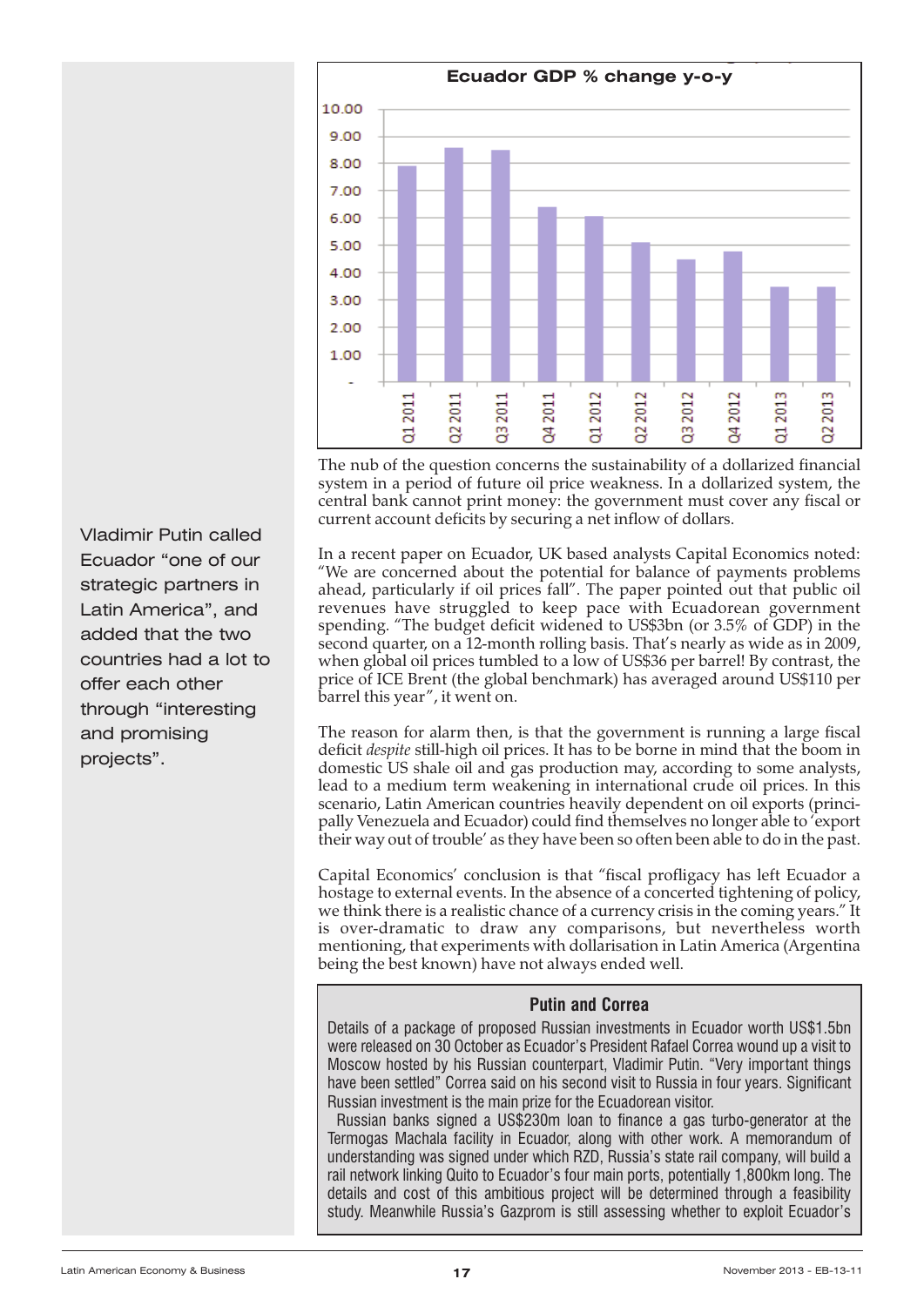**Ecuador GDP % change y-o-y**

| Quarter | % change y-o-y |
|---|---|
| Q1 2011 | 7.9 |
| Q2 2011 | 8.6 |
| Q3 2011 | 8.5 |
| Q4 2011 | 6.4 |
| Q1 2012 | 6.1 |
| Q2 2012 | 5.1 |
| Q3 2012 | 4.5 |
| Q4 2012 | 4.8 |
| Q1 2013 | 3.5 |
| Q2 2013 | 3.5 |

The nub of the question concerns the sustainability of a dollarized financial system in a period of future oil price weakness. In a dollarized system, the central bank cannot print money: the government must cover any fiscal or current account deficits by securing a net inflow of dollars.

In a recent paper on Ecuador, UK based analysts Capital Economics noted: "We are concerned about the potential for balance of payments problems ahead, particularly if oil prices fall". The paper pointed out that public oil revenues have struggled to keep pace with Ecuadorean government spending. "The budget deficit widened to US$3bn (or 3.5% of GDP) in the second quarter, on a 12-month rolling basis. That's nearly as wide as in 2009, when global oil prices tumbled to a low of US$36 per barrel! By contrast, the price of ICE Brent (the global benchmark) has averaged around US$110 per barrel this year", it went on.

The reason for alarm then, is that the government is running a large fiscal deficit *despite* still-high oil prices. It has to be borne in mind that the boom in domestic US shale oil and gas production may, according to some analysts, lead to a medium term weakening in international crude oil prices. In this scenario, Latin American countries heavily dependent on oil exports (principally Venezuela and Ecuador) could find themselves no longer able to 'export their way out of trouble' as they have been so often been able to do in the past.

Capital Economics' conclusion is that "fiscal profligacy has left Ecuador a hostage to external events. In the absence of a concerted tightening of policy, we think there is a realistic chance of a currency crisis in the coming years." It is over-dramatic to draw any comparisons, but nevertheless worth mentioning, that experiments with dollarisation in Latin America (Argentina being the best known) have not always ended well.

Vladimir Putin called Ecuador "one of our strategic partners in Latin America", and added that the two countries had a lot to offer each other through "interesting and promising projects".

### Putin and Correa

Details of a package of proposed Russian investments in Ecuador worth US$1.5bn were released on 30 October as Ecuador's President Rafael Correa wound up a visit to Moscow hosted by his Russian counterpart, Vladimir Putin. "Very important things have been settled" Correa said on his second visit to Russia in four years. Significant Russian investment is the main prize for the Ecuadorean visitor.

Russian banks signed a US$230m loan to finance a gas turbo-generator at the Termogas Machala facility in Ecuador, along with other work. A memorandum of understanding was signed under which RZD, Russia's state rail company, will build a rail network linking Quito to Ecuador's four main ports, potentially 1,800km long. The details and cost of this ambitious project will be determined through a feasibility study. Meanwhile Russia's Gazprom is still assessing whether to exploit Ecuador's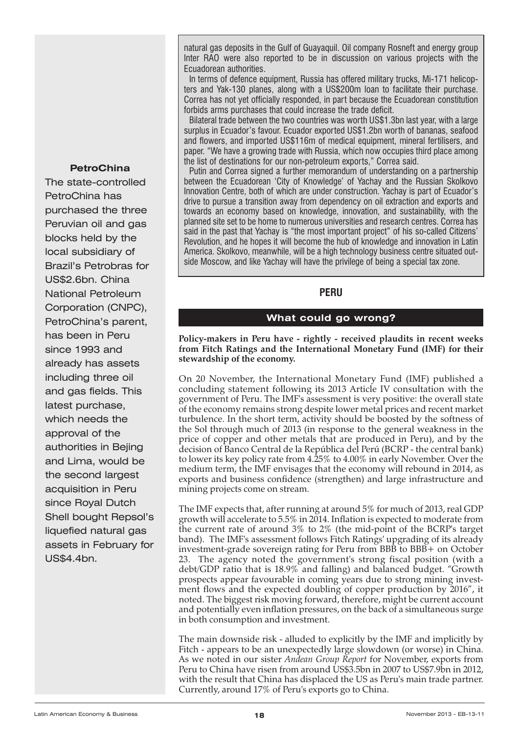natural gas deposits in the Gulf of Guayaquil. Oil company Rosneft and energy group Inter RAO were also reported to be in discussion on various projects with the Ecuadorean authorities.

In terms of defence equipment, Russia has offered military trucks, Mi-171 helicopters and Yak-130 planes, along with a US$200m loan to facilitate their purchase. Correa has not yet officially responded, in part because the Ecuadorean constitution forbids arms purchases that could increase the trade deficit.

Bilateral trade between the two countries was worth US$1.3bn last year, with a large surplus in Ecuador's favour. Ecuador exported US$1.2bn worth of bananas, seafood and flowers, and imported US$116m of medical equipment, mineral fertilisers, and paper. "We have a growing trade with Russia, which now occupies third place among the list of destinations for our non-petroleum exports," Correa said.

Putin and Correa signed a further memorandum of understanding on a partnership between the Ecuadorean 'City of Knowledge' of Yachay and the Russian Skolkovo Innovation Centre, both of which are under construction. Yachay is part of Ecuador's drive to pursue a transition away from dependency on oil extraction and exports and towards an economy based on knowledge, innovation, and sustainability, with the planned site set to be home to numerous universities and research centres. Correa has said in the past that Yachay is "the most important project" of his so-called Citizens' Revolution, and he hopes it will become the hub of knowledge and innovation in Latin America. Skolkovo, meanwhile, will be a high technology business centre situated outside Moscow, and like Yachay will have the privilege of being a special tax zone.

## PERU

### What could go wrong?

**Policy-makers in Peru have - rightly - received plaudits in recent weeks from Fitch Ratings and the International Monetary Fund (IMF) for their stewardship of the economy.**

On 20 November, the International Monetary Fund (IMF) published a concluding statement following its 2013 Article IV consultation with the government of Peru. The IMF's assessment is very positive: the overall state of the economy remains strong despite lower metal prices and recent market turbulence. In the short term, activity should be boosted by the softness of the Sol through much of 2013 (in response to the general weakness in the price of copper and other metals that are produced in Peru), and by the decision of Banco Central de la República del Perú (BCRP - the central bank) to lower its key policy rate from 4.25% to 4.00% in early November. Over the medium term, the IMF envisages that the economy will rebound in 2014, as exports and business confidence (strengthen) and large infrastructure and mining projects come on stream.

The IMF expects that, after running at around 5% for much of 2013, real GDP growth will accelerate to 5.5% in 2014. Inflation is expected to moderate from the current rate of around 3% to 2% (the mid-point of the BCRP's target band). The IMF's assessment follows Fitch Ratings' upgrading of its already investment-grade sovereign rating for Peru from BBB to BBB+ on October 23. The agency noted the government's strong fiscal position (with a debt/GDP ratio that is 18.9% and falling) and balanced budget. "Growth prospects appear favourable in coming years due to strong mining investment flows and the expected doubling of copper production by 2016", it noted. The biggest risk moving forward, therefore, might be current account and potentially even inflation pressures, on the back of a simultaneous surge in both consumption and investment.

The main downside risk - alluded to explicitly by the IMF and implicitly by Fitch - appears to be an unexpectedly large slowdown (or worse) in China. As we noted in our sister *Andean Group Report* for November, exports from Peru to China have risen from around US$3.5bn in 2007 to US$7.9bn in 2012, with the result that China has displaced the US as Peru's main trade partner. Currently, around 17% of Peru's exports go to China.

**PetroChina**

The state-controlled PetroChina has purchased the three Peruvian oil and gas blocks held by the local subsidiary of Brazil's Petrobras for US$2.6bn. China National Petroleum Corporation (CNPC), PetroChina's parent, has been in Peru since 1993 and already has assets including three oil and gas fields. This latest purchase, which needs the approval of the authorities in Bejing and Lima, would be the second largest acquisition in Peru since Royal Dutch Shell bought Repsol's liquefied natural gas assets in February for US$4.4bn.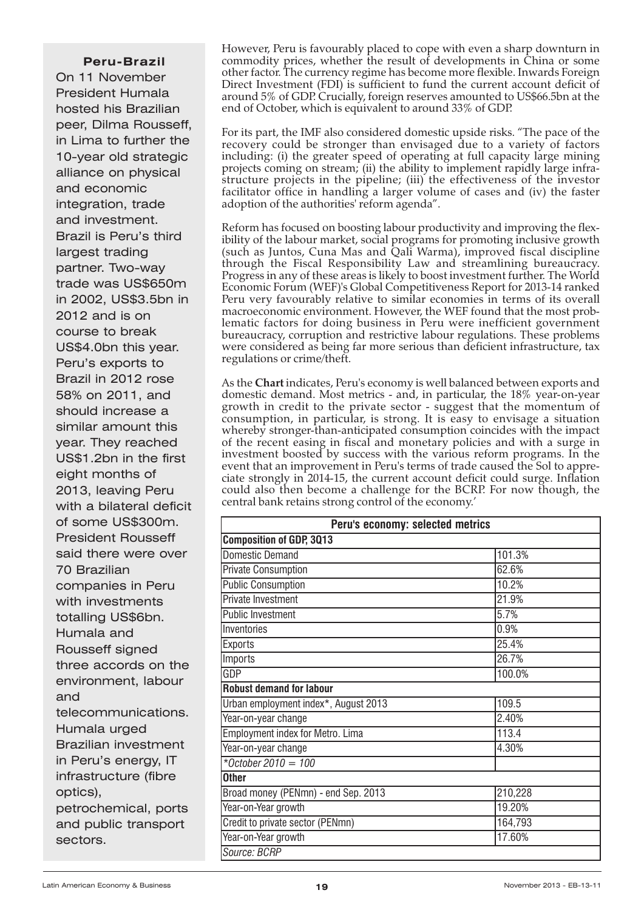### Peru-Brazil

On 11 November President Humala hosted his Brazilian peer, Dilma Rousseff, in Lima to further the 10-year old strategic alliance on physical and economic integration, trade and investment. Brazil is Peru's third largest trading partner. Two-way trade was US$650m in 2002, US$3.5bn in 2012 and is on course to break US$4.0bn this year. Peru's exports to Brazil in 2012 rose 58% on 2011, and should increase a similar amount this year. They reached US$1.2bn in the first eight months of 2013, leaving Peru with a bilateral deficit of some US$300m. President Rousseff said there were over 70 Brazilian companies in Peru with investments totalling US$6bn. Humala and Rousseff signed three accords on the environment, labour and telecommunications. Humala urged Brazilian investment in Peru's energy, IT infrastructure (fibre optics), petrochemical, ports and public transport sectors.

However, Peru is favourably placed to cope with even a sharp downturn in commodity prices, whether the result of developments in China or some other factor. The currency regime has become more flexible. Inwards Foreign Direct Investment (FDI) is sufficient to fund the current account deficit of around 5% of GDP. Crucially, foreign reserves amounted to US$66.5bn at the end of October, which is equivalent to around 33% of GDP.

For its part, the IMF also considered domestic upside risks. "The pace of the recovery could be stronger than envisaged due to a variety of factors including: (i) the greater speed of operating at full capacity large mining projects coming on stream; (ii) the ability to implement rapidly large infrastructure projects in the pipeline; (iii) the effectiveness of the investor facilitator office in handling a larger volume of cases and (iv) the faster adoption of the authorities' reform agenda".

Reform has focused on boosting labour productivity and improving the flexibility of the labour market, social programs for promoting inclusive growth (such as Juntos, Cuna Mas and Qali Warma), improved fiscal discipline through the Fiscal Responsibility Law and streamlining bureaucracy. Progress in any of these areas is likely to boost investment further. The World Economic Forum (WEF)'s Global Competitiveness Report for 2013-14 ranked Peru very favourably relative to similar economies in terms of its overall macroeconomic environment. However, the WEF found that the most problematic factors for doing business in Peru were inefficient government bureaucracy, corruption and restrictive labour regulations. These problems were considered as being far more serious than deficient infrastructure, tax regulations or crime/theft.

As the **Chart** indicates, Peru's economy is well balanced between exports and domestic demand. Most metrics - and, in particular, the 18% year-on-year growth in credit to the private sector - suggest that the momentum of consumption, in particular, is strong. It is easy to envisage a situation whereby stronger-than-anticipated consumption coincides with the impact of the recent easing in fiscal and monetary policies and with a surge in investment boosted by success with the various reform programs. In the event that an improvement in Peru's terms of trade caused the Sol to appreciate strongly in 2014-15, the current account deficit could surge. Inflation could also then become a challenge for the BCRP. For now though, the central bank retains strong control of the economy.'

| Peru's economy: selected metrics | |
|---|---|
| **Composition of GDP, 3Q13** | |
| Domestic Demand | 101.3% |
| Private Consumption | 62.6% |
| Public Consumption | 10.2% |
| Private Investment | 21.9% |
| Public Investment | 5.7% |
| Inventories | 0.9% |
| Exports | 25.4% |
| Imports | 26.7% |
| GDP | 100.0% |
| **Robust demand for labour** | |
| Urban employment index*, August 2013 | 109.5 |
| Year-on-year change | 2.40% |
| Employment index for Metro. Lima | 113.4 |
| Year-on-year change | 4.30% |
| *\*October 2010 = 100* | |
| **Other** | |
| Broad money (PENmn) - end Sep. 2013 | 210,228 |
| Year-on-Year growth | 19.20% |
| Credit to private sector (PENmn) | 164,793 |
| Year-on-Year growth | 17.60% |
| *Source: BCRP* | |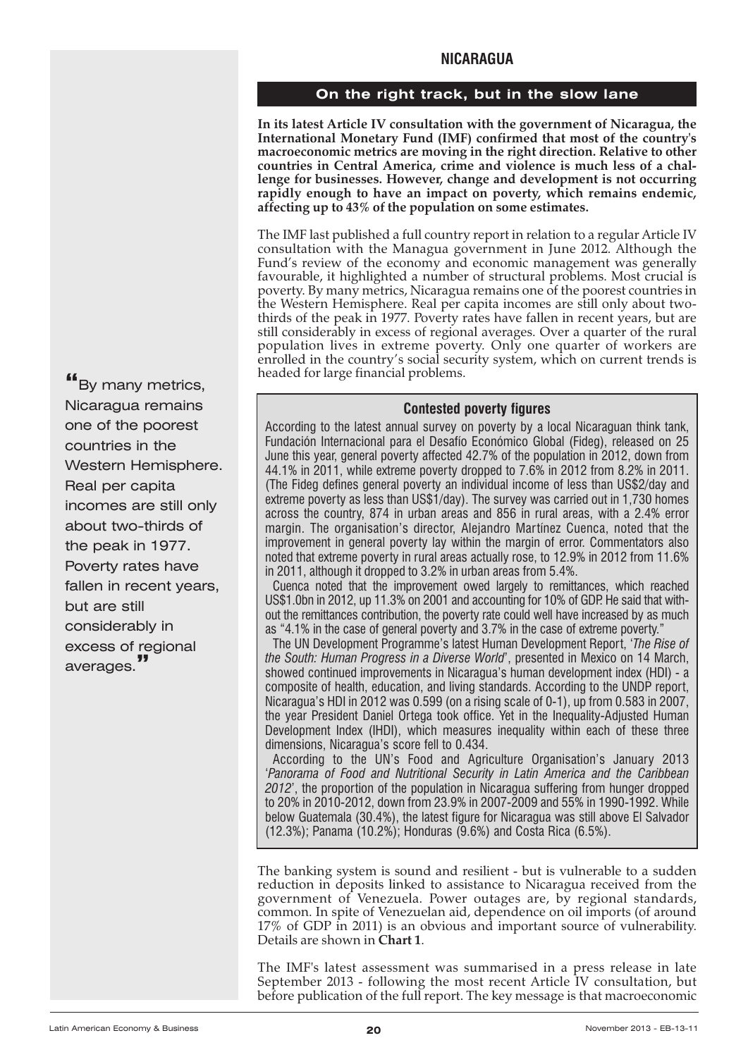## NICARAGUA

### On the right track, but in the slow lane

**In its latest Article IV consultation with the government of Nicaragua, the International Monetary Fund (IMF) confirmed that most of the country's macroeconomic metrics are moving in the right direction. Relative to other countries in Central America, crime and violence is much less of a challenge for businesses. However, change and development is not occurring rapidly enough to have an impact on poverty, which remains endemic, affecting up to 43% of the population on some estimates.**

The IMF last published a full country report in relation to a regular Article IV consultation with the Managua government in June 2012. Although the Fund's review of the economy and economic management was generally favourable, it highlighted a number of structural problems. Most crucial is poverty. By many metrics, Nicaragua remains one of the poorest countries in the Western Hemisphere. Real per capita incomes are still only about two-thirds of the peak in 1977. Poverty rates have fallen in recent years, but are still considerably in excess of regional averages. Over a quarter of the rural population lives in extreme poverty. Only one quarter of workers are enrolled in the country's social security system, which on current trends is headed for large financial problems.

> "By many metrics, Nicaragua remains one of the poorest countries in the Western Hemisphere. Real per capita incomes are still only about two-thirds of the peak in 1977. Poverty rates have fallen in recent years, but are still considerably in excess of regional averages."

#### Contested poverty figures

According to the latest annual survey on poverty by a local Nicaraguan think tank, Fundación Internacional para el Desafío Económico Global (Fideg), released on 25 June this year, general poverty affected 42.7% of the population in 2012, down from 44.1% in 2011, while extreme poverty dropped to 7.6% in 2012 from 8.2% in 2011. (The Fideg defines general poverty an individual income of less than US$2/day and extreme poverty as less than US$1/day). The survey was carried out in 1,730 homes across the country, 874 in urban areas and 856 in rural areas, with a 2.4% error margin. The organisation's director, Alejandro Martínez Cuenca, noted that the improvement in general poverty lay within the margin of error. Commentators also noted that extreme poverty in rural areas actually rose, to 12.9% in 2012 from 11.6% in 2011, although it dropped to 3.2% in urban areas from 5.4%.

Cuenca noted that the improvement owed largely to remittances, which reached US$1.0bn in 2012, up 11.3% on 2001 and accounting for 10% of GDP. He said that without the remittances contribution, the poverty rate could well have increased by as much as "4.1% in the case of general poverty and 3.7% in the case of extreme poverty."

The UN Development Programme's latest Human Development Report, '*The Rise of the South: Human Progress in a Diverse World*', presented in Mexico on 14 March, showed continued improvements in Nicaragua's human development index (HDI) - a composite of health, education, and living standards. According to the UNDP report, Nicaragua's HDI in 2012 was 0.599 (on a rising scale of 0-1), up from 0.583 in 2007, the year President Daniel Ortega took office. Yet in the Inequality-Adjusted Human Development Index (IHDI), which measures inequality within each of these three dimensions, Nicaragua's score fell to 0.434.

According to the UN's Food and Agriculture Organisation's January 2013 '*Panorama of Food and Nutritional Security in Latin America and the Caribbean 2012*', the proportion of the population in Nicaragua suffering from hunger dropped to 20% in 2010-2012, down from 23.9% in 2007-2009 and 55% in 1990-1992. While below Guatemala (30.4%), the latest figure for Nicaragua was still above El Salvador (12.3%); Panama (10.2%); Honduras (9.6%) and Costa Rica (6.5%).

The banking system is sound and resilient - but is vulnerable to a sudden reduction in deposits linked to assistance to Nicaragua received from the government of Venezuela. Power outages are, by regional standards, common. In spite of Venezuelan aid, dependence on oil imports (of around 17% of GDP in 2011) is an obvious and important source of vulnerability. Details are shown in **Chart 1**.

The IMF's latest assessment was summarised in a press release in late September 2013 - following the most recent Article IV consultation, but before publication of the full report. The key message is that macroeconomic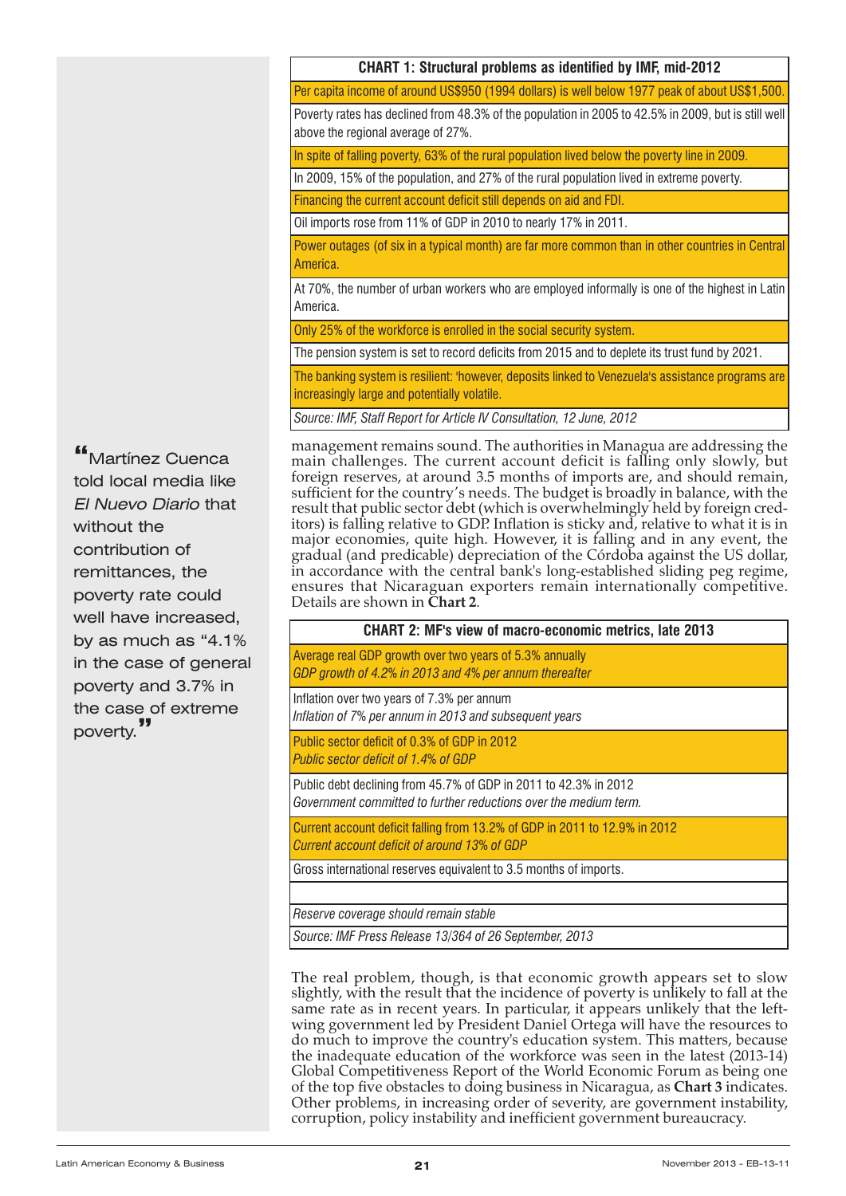| CHART 1: Structural problems as identified by IMF, mid-2012 |
|---|
| Per capita income of around US$950 (1994 dollars) is well below 1977 peak of about US$1,500. |
| Poverty rates has declined from 48.3% of the population in 2005 to 42.5% in 2009, but is still well above the regional average of 27%. |
| In spite of falling poverty, 63% of the rural population lived below the poverty line in 2009. |
| In 2009, 15% of the population, and 27% of the rural population lived in extreme poverty. |
| Financing the current account deficit still depends on aid and FDI. |
| Oil imports rose from 11% of GDP in 2010 to nearly 17% in 2011. |
| Power outages (of six in a typical month) are far more common than in other countries in Central America. |
| At 70%, the number of urban workers who are employed informally is one of the highest in Latin America. |
| Only 25% of the workforce is enrolled in the social security system. |
| The pension system is set to record deficits from 2015 and to deplete its trust fund by 2021. |
| The banking system is resilient: 'however, deposits linked to Venezuela's assistance programs are increasingly large and potentially volatile. |
| *Source: IMF, Staff Report for Article IV Consultation, 12 June, 2012* |

management remains sound. The authorities in Managua are addressing the main challenges. The current account deficit is falling only slowly, but foreign reserves, at around 3.5 months of imports are, and should remain, sufficient for the country's needs. The budget is broadly in balance, with the result that public sector debt (which is overwhelmingly held by foreign creditors) is falling relative to GDP. Inflation is sticky and, relative to what it is in major economies, quite high. However, it is falling and in any event, the gradual (and predicable) depreciation of the Córdoba against the US dollar, in accordance with the central bank's long-established sliding peg regime, ensures that Nicaraguan exporters remain internationally competitive. Details are shown in **Chart 2**.

| CHART 2: MF's view of macro-economic metrics, late 2013 |
|---|
| Average real GDP growth over two years of 5.3% annually<br>*GDP growth of 4.2% in 2013 and 4% per annum thereafter* |
| Inflation over two years of 7.3% per annum<br>*Inflation of 7% per annum in 2013 and subsequent years* |
| Public sector deficit of 0.3% of GDP in 2012<br>*Public sector deficit of 1.4% of GDP* |
| Public debt declining from 45.7% of GDP in 2011 to 42.3% in 2012<br>*Government committed to further reductions over the medium term.* |
| Current account deficit falling from 13.2% of GDP in 2011 to 12.9% in 2012<br>*Current account deficit of around 13% of GDP* |
| Gross international reserves equivalent to 3.5 months of imports. |
| |
| *Reserve coverage should remain stable* |
| *Source: IMF Press Release 13/364 of 26 September, 2013* |

> "Martínez Cuenca told local media like *El Nuevo Diario* that without the contribution of remittances, the poverty rate could well have increased, by as much as "4.1% in the case of general poverty and 3.7% in the case of extreme poverty."

The real problem, though, is that economic growth appears set to slow slightly, with the result that the incidence of poverty is unlikely to fall at the same rate as in recent years. In particular, it appears unlikely that the left-wing government led by President Daniel Ortega will have the resources to do much to improve the country's education system. This matters, because the inadequate education of the workforce was seen in the latest (2013-14) Global Competitiveness Report of the World Economic Forum as being one of the top five obstacles to doing business in Nicaragua, as **Chart 3** indicates. Other problems, in increasing order of severity, are government instability, corruption, policy instability and inefficient government bureaucracy.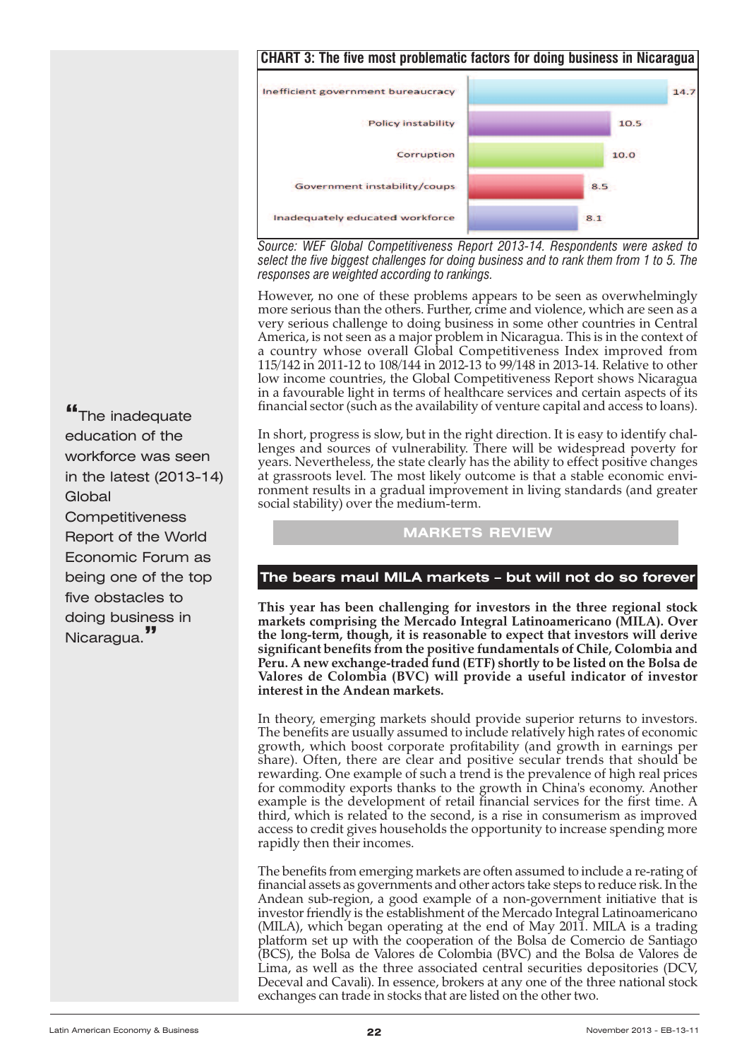**CHART 3: The five most problematic factors for doing business in Nicaragua**

| Factor | Value |
|---|---|
| Inefficient government bureaucracy | 14.7 |
| Policy instability | 10.5 |
| Corruption | 10.0 |
| Government instability/coups | 8.5 |
| Inadequately educated workforce | 8.1 |

*Source: WEF Global Competitiveness Report 2013-14. Respondents were asked to select the five biggest challenges for doing business and to rank them from 1 to 5. The responses are weighted according to rankings.*

However, no one of these problems appears to be seen as overwhelmingly more serious than the others. Further, crime and violence, which are seen as a very serious challenge to doing business in some other countries in Central America, is not seen as a major problem in Nicaragua. This is in the context of a country whose overall Global Competitiveness Index improved from 115/142 in 2011-12 to 108/144 in 2012-13 to 99/148 in 2013-14. Relative to other low income countries, the Global Competitiveness Report shows Nicaragua in a favourable light in terms of healthcare services and certain aspects of its financial sector (such as the availability of venture capital and access to loans).

> "The inadequate education of the workforce was seen in the latest (2013-14) Global Competitiveness Report of the World Economic Forum as being one of the top five obstacles to doing business in Nicaragua."

In short, progress is slow, but in the right direction. It is easy to identify challenges and sources of vulnerability. There will be widespread poverty for years. Nevertheless, the state clearly has the ability to effect positive changes at grassroots level. The most likely outcome is that a stable economic environment results in a gradual improvement in living standards (and greater social stability) over the medium-term.

## MARKETS REVIEW

### The bears maul MILA markets – but will not do so forever

**This year has been challenging for investors in the three regional stock markets comprising the Mercado Integral Latinoamericano (MILA). Over the long-term, though, it is reasonable to expect that investors will derive significant benefits from the positive fundamentals of Chile, Colombia and Peru. A new exchange-traded fund (ETF) shortly to be listed on the Bolsa de Valores de Colombia (BVC) will provide a useful indicator of investor interest in the Andean markets.**

In theory, emerging markets should provide superior returns to investors. The benefits are usually assumed to include relatively high rates of economic growth, which boost corporate profitability (and growth in earnings per share). Often, there are clear and positive secular trends that should be rewarding. One example of such a trend is the prevalence of high real prices for commodity exports thanks to the growth in China's economy. Another example is the development of retail financial services for the first time. A third, which is related to the second, is a rise in consumerism as improved access to credit gives households the opportunity to increase spending more rapidly then their incomes.

The benefits from emerging markets are often assumed to include a re-rating of financial assets as governments and other actors take steps to reduce risk. In the Andean sub-region, a good example of a non-government initiative that is investor friendly is the establishment of the Mercado Integral Latinoamericano (MILA), which began operating at the end of May 2011. MILA is a trading platform set up with the cooperation of the Bolsa de Comercio de Santiago (BCS), the Bolsa de Valores de Colombia (BVC) and the Bolsa de Valores de Lima, as well as the three associated central securities depositories (DCV, Deceval and Cavali). In essence, brokers at any one of the three national stock exchanges can trade in stocks that are listed on the other two.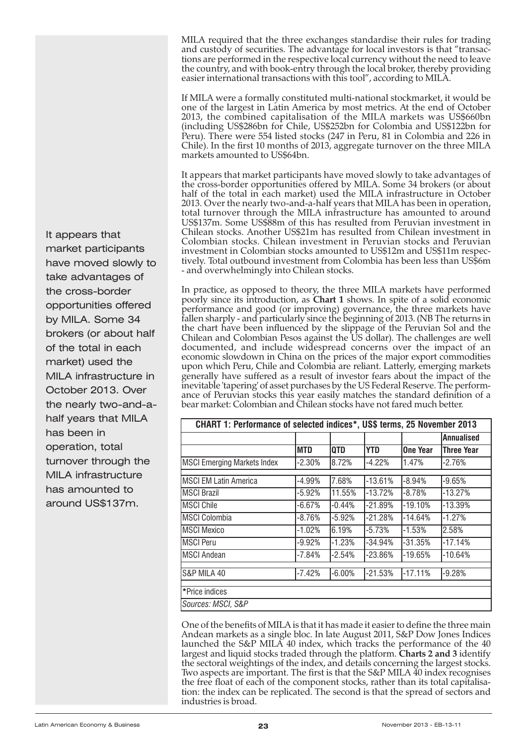MILA required that the three exchanges standardise their rules for trading and custody of securities. The advantage for local investors is that "transactions are performed in the respective local currency without the need to leave the country, and with book-entry through the local broker, thereby providing easier international transactions with this tool", according to MILA.

If MILA were a formally constituted multi-national stockmarket, it would be one of the largest in Latin America by most metrics. At the end of October 2013, the combined capitalisation of the MILA markets was US$660bn (including US$286bn for Chile, US$252bn for Colombia and US$122bn for Peru). There were 554 listed stocks (247 in Peru, 81 in Colombia and 226 in Chile). In the first 10 months of 2013, aggregate turnover on the three MILA markets amounted to US$64bn.

It appears that market participants have moved slowly to take advantages of the cross-border opportunities offered by MILA. Some 34 brokers (or about half of the total in each market) used the MILA infrastructure in October 2013. Over the nearly two-and-a-half years that MILA has been in operation, total turnover through the MILA infrastructure has amounted to around US$137m. Some US$88m of this has resulted from Peruvian investment in Chilean stocks. Another US$21m has resulted from Chilean investment in Colombian stocks. Chilean investment in Peruvian stocks and Peruvian investment in Colombian stocks amounted to US$12m and US$11m respectively. Total outbound investment from Colombia has been less than US$6m - and overwhelmingly into Chilean stocks.

In practice, as opposed to theory, the three MILA markets have performed poorly since its introduction, as **Chart 1** shows. In spite of a solid economic performance and good (or improving) governance, the three markets have fallen sharply - and particularly since the beginning of 2013. (NB The returns in the chart have been influenced by the slippage of the Peruvian Sol and the Chilean and Colombian Pesos against the US dollar). The challenges are well documented, and include widespread concerns over the impact of an economic slowdown in China on the prices of the major export commodities upon which Peru, Chile and Colombia are reliant. Latterly, emerging markets generally have suffered as a result of investor fears about the impact of the inevitable 'tapering' of asset purchases by the US Federal Reserve. The performance of Peruvian stocks this year easily matches the standard definition of a bear market: Colombian and Chilean stocks have not fared much better.

**CHART 1: Performance of selected indices*, US$ terms, 25 November 2013**

| | MTD | QTD | YTD | One Year | Annualised Three Year |
|---|---|---|---|---|---|
| MSCI Emerging Markets Index | -2.30% | 8.72% | -4.22% | 1.47% | -2.76% |
| MSCI EM Latin America | -4.99% | 7.68% | -13.61% | -8.94% | -9.65% |
| MSCI Brazil | -5.92% | 11.55% | -13.72% | -8.78% | -13.27% |
| MSCI Chile | -6.67% | -0.44% | -21.89% | -19.10% | -13.39% |
| MSCI Colombia | -8.76% | -5.92% | -21.28% | -14.64% | -1.27% |
| MSCI Mexico | -1.02% | 6.19% | -5.73% | -1.53% | 2.58% |
| MSCI Peru | -9.92% | -1.23% | -34.94% | -31.35% | -17.14% |
| MSCI Andean | -7.84% | -2.54% | -23.86% | -19.65% | -10.64% |
| S&P MILA 40 | -7.42% | -6.00% | -21.53% | -17.11% | -9.28% |

*Price indices

*Sources: MSCI, S&P*

One of the benefits of MILA is that it has made it easier to define the three main Andean markets as a single bloc. In late August 2011, S&P Dow Jones Indices launched the S&P MILA 40 index, which tracks the performance of the 40 largest and liquid stocks traded through the platform. **Charts 2 and 3** identify the sectoral weightings of the index, and details concerning the largest stocks. Two aspects are important. The first is that the S&P MILA 40 index recognises the free float of each of the component stocks, rather than its total capitalisation: the index can be replicated. The second is that the spread of sectors and industries is broad.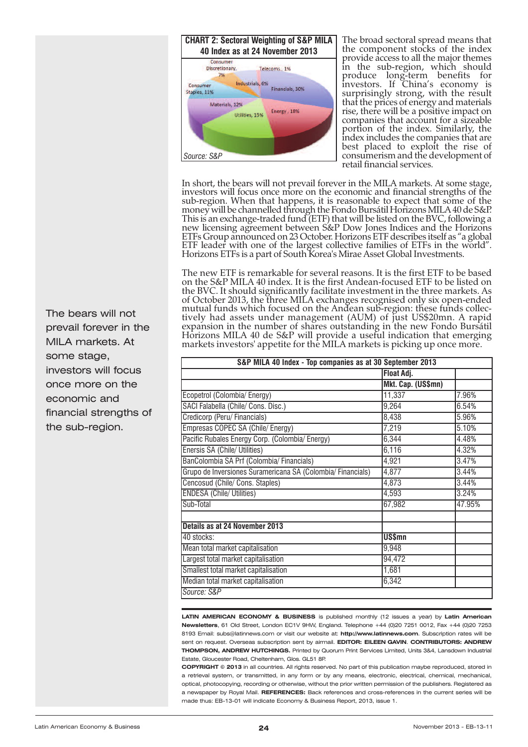**CHART 2: Sectoral Weighting of S&P MILA 40 Index as at 24 November 2013**

Consumer Discretionary, 7%
Telecoms, 1%
Consumer Staples, 11%
Industrials, 6%
Financials, 30%
Materials, 12%
Energy, 18%
Utilities, 15%

*Source: S&P*

The broad sectoral spread means that the component stocks of the index provide access to all the major themes in the sub-region, which should produce long-term benefits for investors. If China's economy is surprisingly strong, with the result that the prices of energy and materials rise, there will be a positive impact on companies that account for a sizeable portion of the index. Similarly, the index includes the companies that are best placed to exploit the rise of consumerism and the development of retail financial services.

In short, the bears will not prevail forever in the MILA markets. At some stage, investors will focus once more on the economic and financial strengths of the sub-region. When that happens, it is reasonable to expect that some of the money will be channelled through the Fondo Bursátil Horizons MILA 40 de S&P. This is an exchange-traded fund (ETF) that will be listed on the BVC, following a new licensing agreement between S&P Dow Jones Indices and the Horizons ETFs Group announced on 23 October. Horizons ETF describes itself as "a global ETF leader with one of the largest collective families of ETFs in the world". Horizons ETFs is a part of South Korea's Mirae Asset Global Investments.

The bears will not prevail forever in the MILA markets. At some stage, investors will focus once more on the economic and financial strengths of the sub-region.

The new ETF is remarkable for several reasons. It is the first ETF to be based on the S&P MILA 40 index. It is the first Andean-focused ETF to be listed on the BVC. It should significantly facilitate investment in the three markets. As of October 2013, the three MILA exchanges recognised only six open-ended mutual funds which focused on the Andean sub-region: these funds collectively had assets under management (AUM) of just US$20mn. A rapid expansion in the number of shares outstanding in the new Fondo Bursátil Horizons MILA 40 de S&P will provide a useful indication that emerging markets investors' appetite for the MILA markets is picking up once more.

| S&P MILA 40 Index - Top companies as at 30 September 2013 | | |
|---|---|---|
| | **Float Adj.** | |
| | **Mkt. Cap. (US$mn)** | |
| Ecopetrol (Colombia/ Energy) | 11,337 | 7.96% |
| SACI Falabella (Chile/ Cons. Disc.) | 9,264 | 6.54% |
| Credicorp (Peru/ Financials) | 8,438 | 5.96% |
| Empresas COPEC SA (Chile/ Energy) | 7,219 | 5.10% |
| Pacific Rubales Energy Corp. (Colombia/ Energy) | 6,344 | 4.48% |
| Enersis SA (Chile/ Utilities) | 6,116 | 4.32% |
| BanColombia SA Prf (Colombia/ Financials) | 4,921 | 3.47% |
| Grupo de Inversiones Suramericana SA (Colombia/ Financials) | 4,877 | 3.44% |
| Cencosud (Chile/ Cons. Staples) | 4,873 | 3.44% |
| ENDESA (Chile/ Utilities) | 4,593 | 3.24% |
| Sub-Total | 67,982 | 47.95% |
| | | |
| **Details as at 24 November 2013** | | |
| 40 stocks: | **US$mn** | |
| Mean total market capitalisation | 9,948 | |
| Largest total market capitalisation | 94,472 | |
| Smallest total market capitalisation | 1,681 | |
| Median total market capitalisation | 6,342 | |
| *Source: S&P* | | |

**LATIN AMERICAN ECONOMY & BUSINESS** is published monthly (12 issues a year) by **Latin American Newsletters**, 61 Old Street, London EC1V 9HW, England. Telephone +44 (0)20 7251 0012, Fax +44 (0)20 7253 8193 Email: subs@latinnews.com or visit our website at: **http://www.latinnews.com**. Subscription rates will be sent on request. Overseas subscription sent by airmail. **EDITOR: EILEEN GAVIN**. **CONTRIBUTORS: ANDREW THOMPSON, ANDREW HUTCHINGS.** Printed by Quorum Print Services Limited, Units 3&4, Lansdown Industrial Estate, Gloucester Road, Cheltenham, Glos. GL51 8P.

**COPYRIGHT © 2013** in all countries. All rights reserved. No part of this publication maybe reproduced, stored in a retrieval system, or transmitted, in any form or by any means, electronic, electrical, chemical, mechanical, optical, photocopying, recording or otherwise, without the prior written permission of the publishers. Registered as a newspaper by Royal Mail. **REFERENCES:** Back references and cross-references in the current series will be made thus: EB-13-01 will indicate Economy & Business Report, 2013, issue 1.